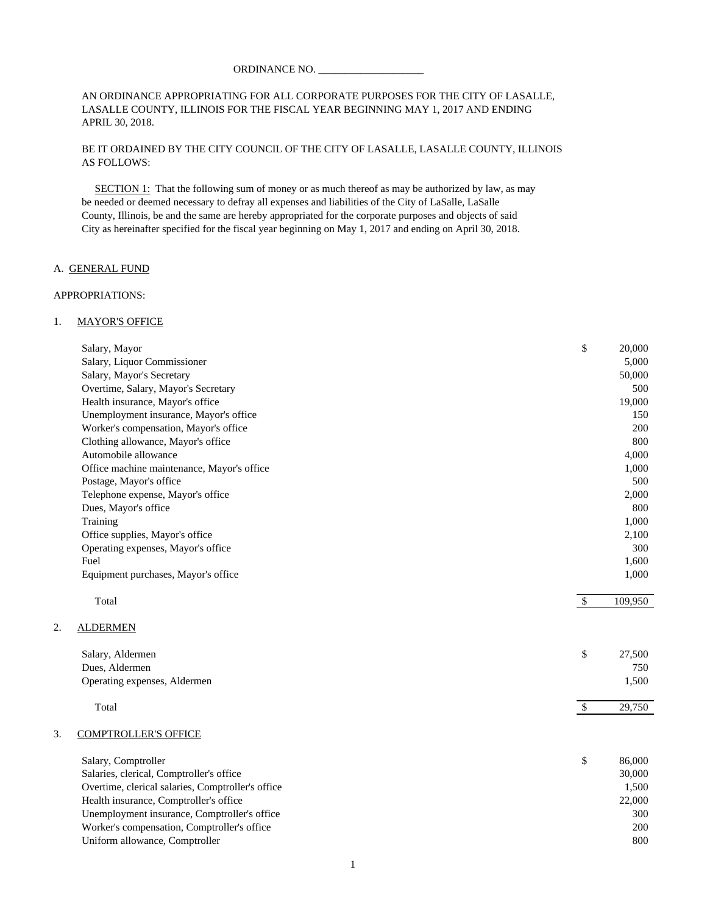ORDINANCE NO. ____________________

AN ORDINANCE APPROPRIATING FOR ALL CORPORATE PURPOSES FOR THE CITY OF LASALLE, LASALLE COUNTY, ILLINOIS FOR THE FISCAL YEAR BEGINNING MAY 1, 2017 AND ENDING APRIL 30, 2018.

BE IT ORDAINED BY THE CITY COUNCIL OF THE CITY OF LASALLE, LASALLE COUNTY, ILLINOIS AS FOLLOWS:

SECTION 1: That the following sum of money or as much thereof as may be authorized by law, as may be needed or deemed necessary to defray all expenses and liabilities of the City of LaSalle, LaSalle County, Illinois, be and the same are hereby appropriated for the corporate purposes and objects of said City as hereinafter specified for the fiscal year beginning on May 1, 2017 and ending on April 30, 2018.

A. GENERAL FUND

APPROPRIATIONS:

1. MAYOR'S OFFICE

| Item | | Amount |
|---|---|---|
| Salary, Mayor | $ | 20,000 |
| Salary, Liquor Commissioner | | 5,000 |
| Salary, Mayor's Secretary | | 50,000 |
| Overtime, Salary, Mayor's Secretary | | 500 |
| Health insurance, Mayor's office | | 19,000 |
| Unemployment insurance, Mayor's office | | 150 |
| Worker's compensation, Mayor's office | | 200 |
| Clothing allowance, Mayor's office | | 800 |
| Automobile allowance | | 4,000 |
| Office machine maintenance, Mayor's office | | 1,000 |
| Postage, Mayor's office | | 500 |
| Telephone expense, Mayor's office | | 2,000 |
| Dues, Mayor's office | | 800 |
| Training | | 1,000 |
| Office supplies, Mayor's office | | 2,100 |
| Operating expenses, Mayor's office | | 300 |
| Fuel | | 1,600 |
| Equipment purchases, Mayor's office | | 1,000 |
| Total | $ | 109,950 |

2. ALDERMEN

| Item | | Amount |
|---|---|---|
| Salary, Aldermen | $ | 27,500 |
| Dues, Aldermen | | 750 |
| Operating expenses, Aldermen | | 1,500 |
| Total | $ | 29,750 |

3. COMPTROLLER'S OFFICE

| Item | | Amount |
|---|---|---|
| Salary, Comptroller | $ | 86,000 |
| Salaries, clerical, Comptroller's office | | 30,000 |
| Overtime, clerical salaries, Comptroller's office | | 1,500 |
| Health insurance, Comptroller's office | | 22,000 |
| Unemployment insurance, Comptroller's office | | 300 |
| Worker's compensation, Comptroller's office | | 200 |
| Uniform allowance, Comptroller | | 800 |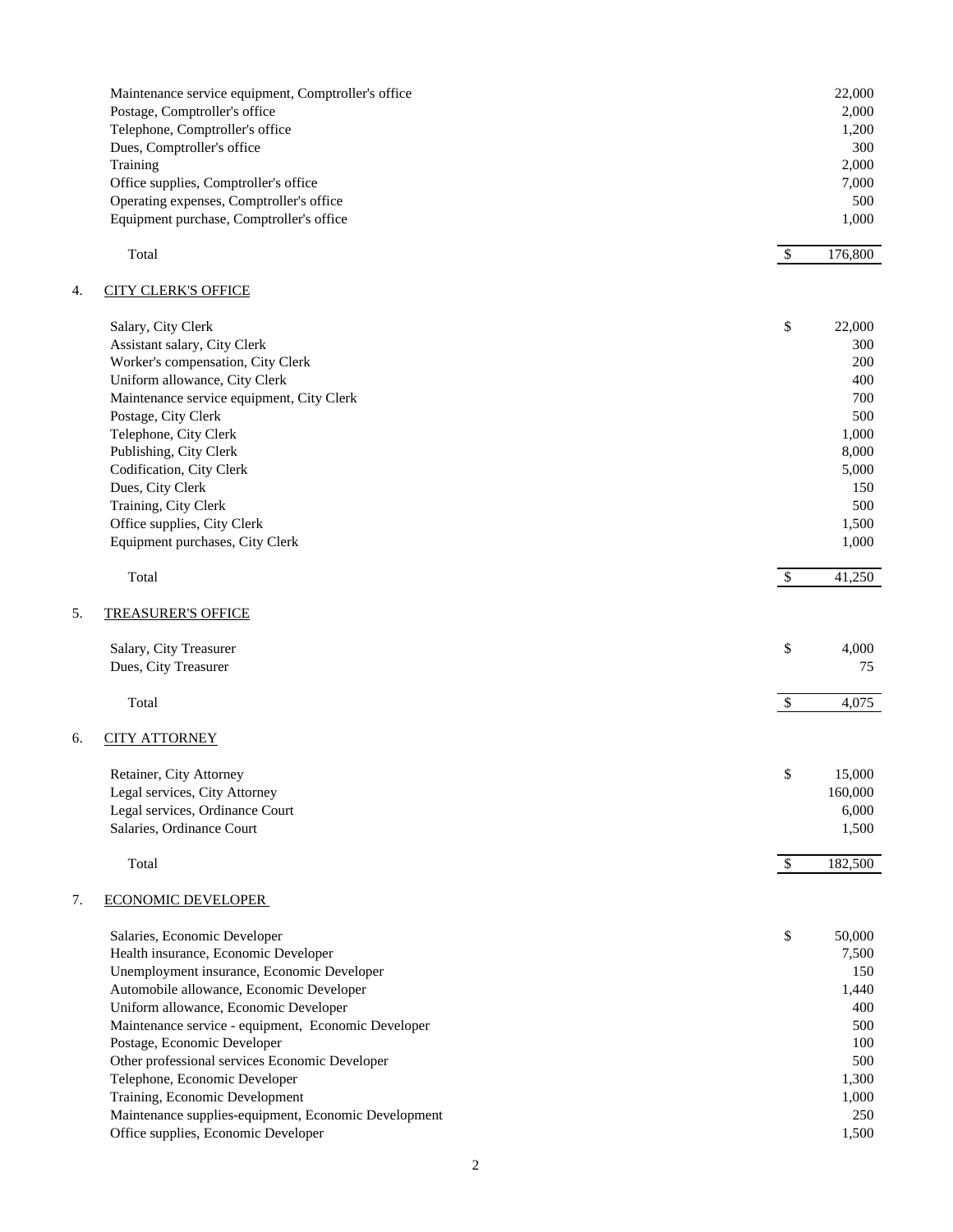| | |
|---|---:|
| Maintenance service equipment, Comptroller's office | 22,000 |
| Postage, Comptroller's office | 2,000 |
| Telephone, Comptroller's office | 1,200 |
| Dues, Comptroller's office | 300 |
| Training | 2,000 |
| Office supplies, Comptroller's office | 7,000 |
| Operating expenses, Comptroller's office | 500 |
| Equipment purchase, Comptroller's office | 1,000 |
| Total | $ 176,800 |

4. CITY CLERK'S OFFICE

| | |
|---|---:|
| Salary, City Clerk | $ 22,000 |
| Assistant salary, City Clerk | 300 |
| Worker's compensation, City Clerk | 200 |
| Uniform allowance, City Clerk | 400 |
| Maintenance service equipment, City Clerk | 700 |
| Postage, City Clerk | 500 |
| Telephone, City Clerk | 1,000 |
| Publishing, City Clerk | 8,000 |
| Codification, City Clerk | 5,000 |
| Dues, City Clerk | 150 |
| Training, City Clerk | 500 |
| Office supplies, City Clerk | 1,500 |
| Equipment purchases, City Clerk | 1,000 |
| Total | $ 41,250 |

5. TREASURER'S OFFICE

| | |
|---|---:|
| Salary, City Treasurer | $ 4,000 |
| Dues, City Treasurer | 75 |
| Total | $ 4,075 |

6. CITY ATTORNEY

| | |
|---|---:|
| Retainer, City Attorney | $ 15,000 |
| Legal services, City Attorney | 160,000 |
| Legal services, Ordinance Court | 6,000 |
| Salaries, Ordinance Court | 1,500 |
| Total | $ 182,500 |

7. ECONOMIC DEVELOPER

| | |
|---|---:|
| Salaries, Economic Developer | $ 50,000 |
| Health insurance, Economic Developer | 7,500 |
| Unemployment insurance, Economic Developer | 150 |
| Automobile allowance, Economic Developer | 1,440 |
| Uniform allowance, Economic Developer | 400 |
| Maintenance service - equipment, Economic Developer | 500 |
| Postage, Economic Developer | 100 |
| Other professional services Economic Developer | 500 |
| Telephone, Economic Developer | 1,300 |
| Training, Economic Development | 1,000 |
| Maintenance supplies-equipment, Economic Development | 250 |
| Office supplies, Economic Developer | 1,500 |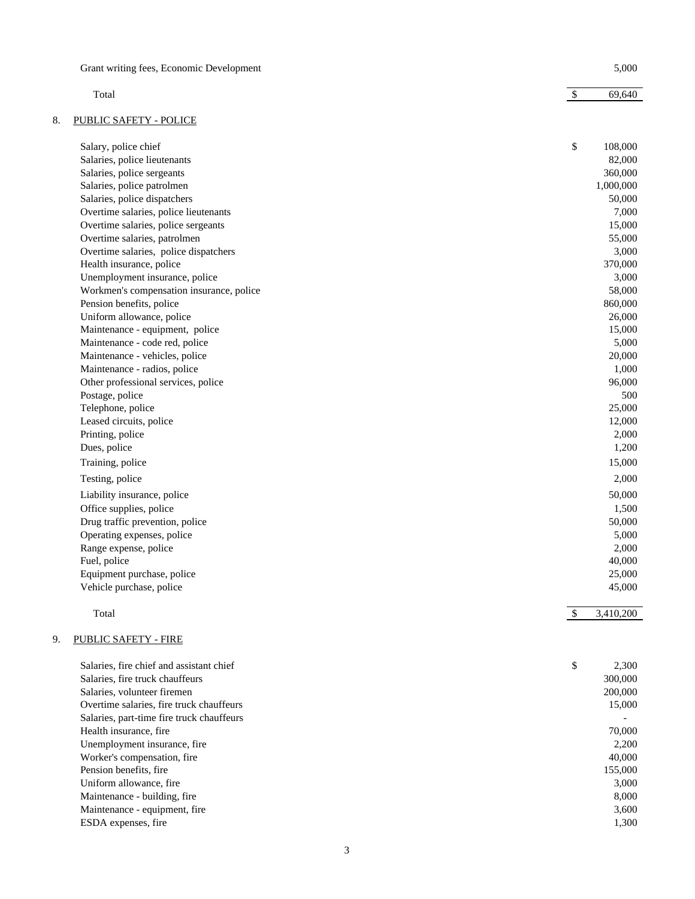| | |
|---|---|
| Grant writing fees, Economic Development | 5,000 |
| Total | $ 69,640 |

## 8. PUBLIC SAFETY - POLICE

| | |
|---|---|
| Salary, police chief | $ 108,000 |
| Salaries, police lieutenants | 82,000 |
| Salaries, police sergeants | 360,000 |
| Salaries, police patrolmen | 1,000,000 |
| Salaries, police dispatchers | 50,000 |
| Overtime salaries, police lieutenants | 7,000 |
| Overtime salaries, police sergeants | 15,000 |
| Overtime salaries, patrolmen | 55,000 |
| Overtime salaries, police dispatchers | 3,000 |
| Health insurance, police | 370,000 |
| Unemployment insurance, police | 3,000 |
| Workmen's compensation insurance, police | 58,000 |
| Pension benefits, police | 860,000 |
| Uniform allowance, police | 26,000 |
| Maintenance - equipment, police | 15,000 |
| Maintenance - code red, police | 5,000 |
| Maintenance - vehicles, police | 20,000 |
| Maintenance - radios, police | 1,000 |
| Other professional services, police | 96,000 |
| Postage, police | 500 |
| Telephone, police | 25,000 |
| Leased circuits, police | 12,000 |
| Printing, police | 2,000 |
| Dues, police | 1,200 |
| Training, police | 15,000 |
| Testing, police | 2,000 |
| Liability insurance, police | 50,000 |
| Office supplies, police | 1,500 |
| Drug traffic prevention, police | 50,000 |
| Operating expenses, police | 5,000 |
| Range expense, police | 2,000 |
| Fuel, police | 40,000 |
| Equipment purchase, police | 25,000 |
| Vehicle purchase, police | 45,000 |
| Total | $ 3,410,200 |

## 9. PUBLIC SAFETY - FIRE

| | |
|---|---|
| Salaries, fire chief and assistant chief | $ 2,300 |
| Salaries, fire truck chauffeurs | 300,000 |
| Salaries, volunteer firemen | 200,000 |
| Overtime salaries, fire truck chauffeurs | 15,000 |
| Salaries, part-time fire truck chauffeurs | - |
| Health insurance, fire | 70,000 |
| Unemployment insurance, fire | 2,200 |
| Worker's compensation, fire | 40,000 |
| Pension benefits, fire | 155,000 |
| Uniform allowance, fire | 3,000 |
| Maintenance - building, fire | 8,000 |
| Maintenance - equipment, fire | 3,600 |
| ESDA expenses, fire | 1,300 |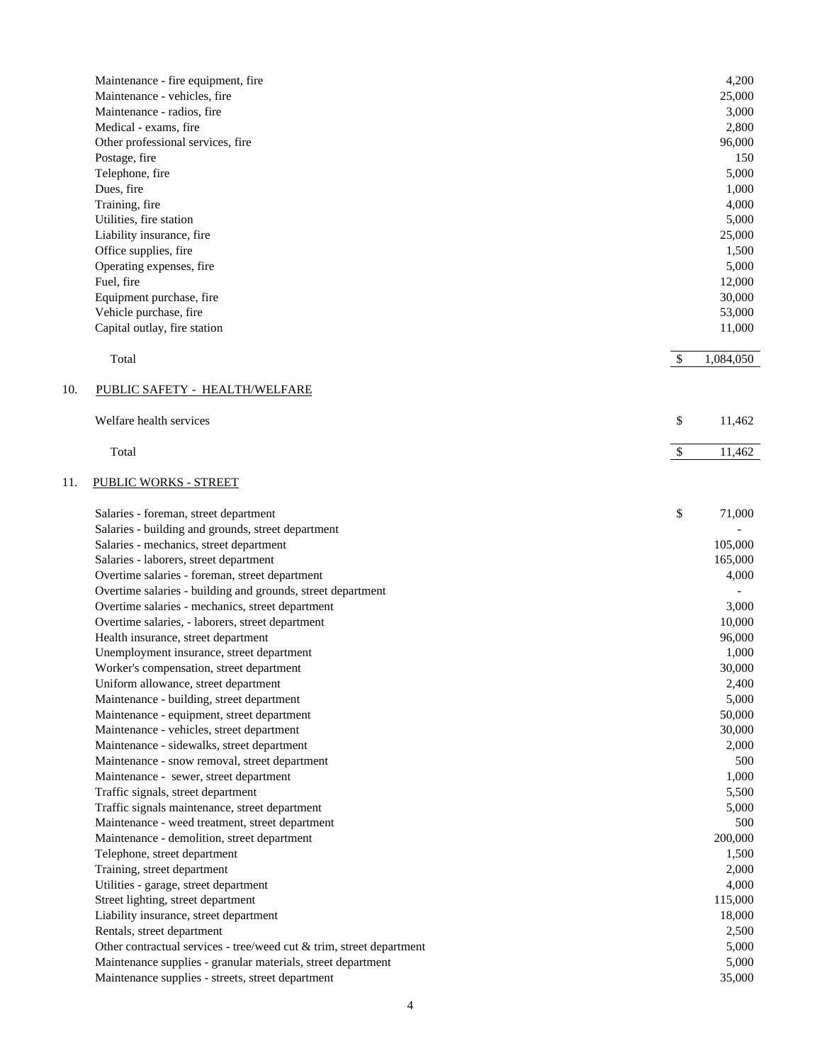| | |
|---|---:|
| Maintenance - fire equipment, fire | 4,200 |
| Maintenance - vehicles, fire | 25,000 |
| Maintenance - radios, fire | 3,000 |
| Medical - exams, fire | 2,800 |
| Other professional services, fire | 96,000 |
| Postage, fire | 150 |
| Telephone, fire | 5,000 |
| Dues, fire | 1,000 |
| Training, fire | 4,000 |
| Utilities, fire station | 5,000 |
| Liability insurance, fire | 25,000 |
| Office supplies, fire | 1,500 |
| Operating expenses, fire | 5,000 |
| Fuel, fire | 12,000 |
| Equipment purchase, fire | 30,000 |
| Vehicle purchase, fire | 53,000 |
| Capital outlay, fire station | 11,000 |
| Total | $ 1,084,050 |

10. PUBLIC SAFETY - HEALTH/WELFARE

| | |
|---|---:|
| Welfare health services | $ 11,462 |
| Total | $ 11,462 |

11. PUBLIC WORKS - STREET

| | |
|---|---:|
| Salaries - foreman, street department | $ 71,000 |
| Salaries - building and grounds, street department | - |
| Salaries - mechanics, street department | 105,000 |
| Salaries - laborers, street department | 165,000 |
| Overtime salaries - foreman, street department | 4,000 |
| Overtime salaries - building and grounds, street department | - |
| Overtime salaries - mechanics, street department | 3,000 |
| Overtime salaries, - laborers, street department | 10,000 |
| Health insurance, street department | 96,000 |
| Unemployment insurance, street department | 1,000 |
| Worker's compensation, street department | 30,000 |
| Uniform allowance, street department | 2,400 |
| Maintenance - building, street department | 5,000 |
| Maintenance - equipment, street department | 50,000 |
| Maintenance - vehicles, street department | 30,000 |
| Maintenance - sidewalks, street department | 2,000 |
| Maintenance - snow removal, street department | 500 |
| Maintenance - sewer, street department | 1,000 |
| Traffic signals, street department | 5,500 |
| Traffic signals maintenance, street department | 5,000 |
| Maintenance - weed treatment, street department | 500 |
| Maintenance - demolition, street department | 200,000 |
| Telephone, street department | 1,500 |
| Training, street department | 2,000 |
| Utilities - garage, street department | 4,000 |
| Street lighting, street department | 115,000 |
| Liability insurance, street department | 18,000 |
| Rentals, street department | 2,500 |
| Other contractual services - tree/weed cut & trim, street department | 5,000 |
| Maintenance supplies - granular materials, street department | 5,000 |
| Maintenance supplies - streets, street department | 35,000 |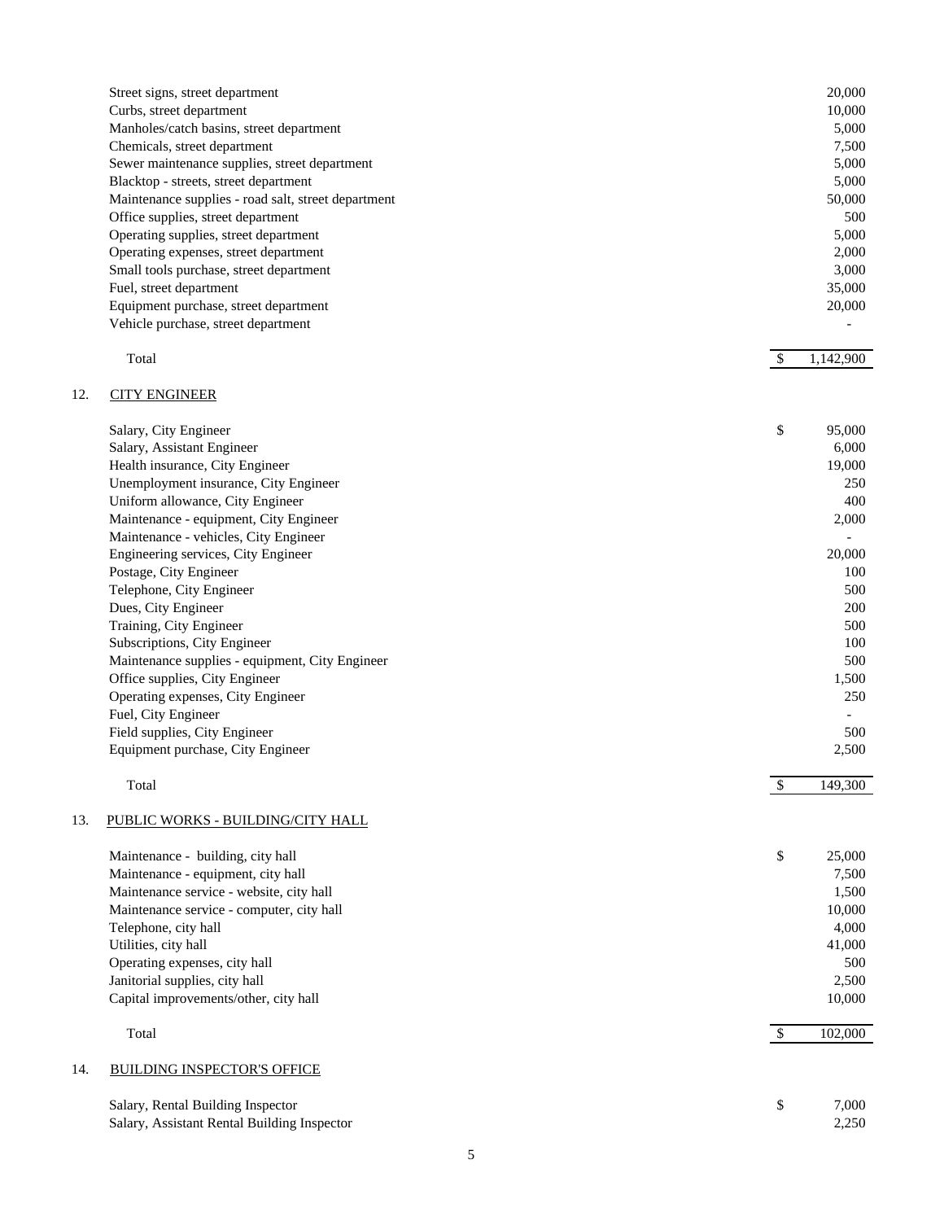| | |
|---|---|
| Street signs, street department | 20,000 |
| Curbs, street department | 10,000 |
| Manholes/catch basins, street department | 5,000 |
| Chemicals, street department | 7,500 |
| Sewer maintenance supplies, street department | 5,000 |
| Blacktop - streets, street department | 5,000 |
| Maintenance supplies - road salt, street department | 50,000 |
| Office supplies, street department | 500 |
| Operating supplies, street department | 5,000 |
| Operating expenses, street department | 2,000 |
| Small tools purchase, street department | 3,000 |
| Fuel, street department | 35,000 |
| Equipment purchase, street department | 20,000 |
| Vehicle purchase, street department | - |
| Total | $ 1,142,900 |

## 12. CITY ENGINEER

| | |
|---|---|
| Salary, City Engineer | $ 95,000 |
| Salary, Assistant Engineer | 6,000 |
| Health insurance, City Engineer | 19,000 |
| Unemployment insurance, City Engineer | 250 |
| Uniform allowance, City Engineer | 400 |
| Maintenance - equipment, City Engineer | 2,000 |
| Maintenance - vehicles, City Engineer | - |
| Engineering services, City Engineer | 20,000 |
| Postage, City Engineer | 100 |
| Telephone, City Engineer | 500 |
| Dues, City Engineer | 200 |
| Training, City Engineer | 500 |
| Subscriptions, City Engineer | 100 |
| Maintenance supplies - equipment, City Engineer | 500 |
| Office supplies, City Engineer | 1,500 |
| Operating expenses, City Engineer | 250 |
| Fuel, City Engineer | - |
| Field supplies, City Engineer | 500 |
| Equipment purchase, City Engineer | 2,500 |
| Total | $ 149,300 |

## 13. PUBLIC WORKS - BUILDING/CITY HALL

| | |
|---|---|
| Maintenance - building, city hall | $ 25,000 |
| Maintenance - equipment, city hall | 7,500 |
| Maintenance service - website, city hall | 1,500 |
| Maintenance service - computer, city hall | 10,000 |
| Telephone, city hall | 4,000 |
| Utilities, city hall | 41,000 |
| Operating expenses, city hall | 500 |
| Janitorial supplies, city hall | 2,500 |
| Capital improvements/other, city hall | 10,000 |
| Total | $ 102,000 |

## 14. BUILDING INSPECTOR'S OFFICE

| | |
|---|---|
| Salary, Rental Building Inspector | $ 7,000 |
| Salary, Assistant Rental Building Inspector | 2,250 |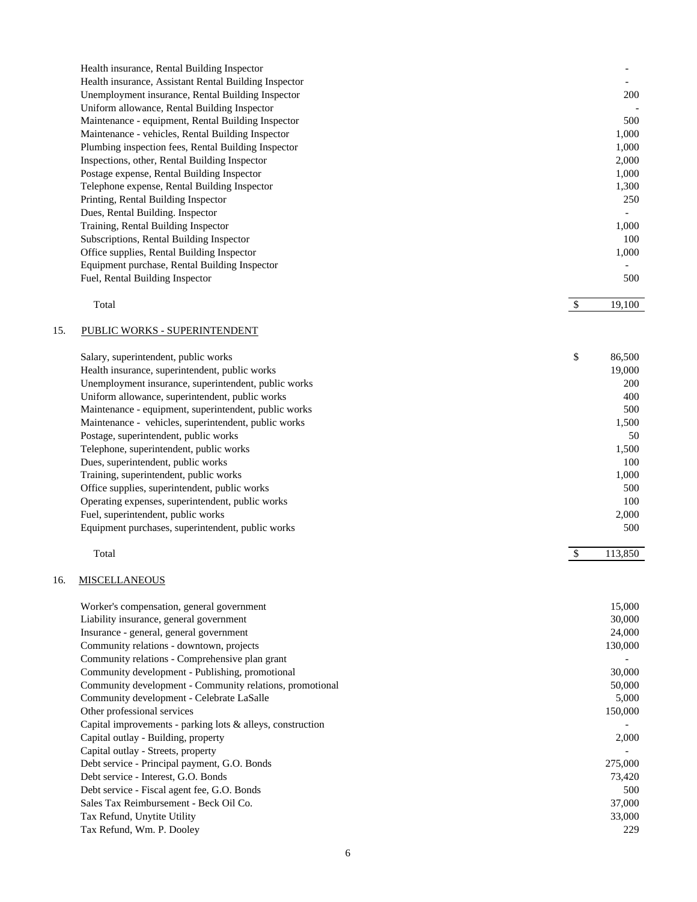| | |
|---|---|
| Health insurance, Rental Building Inspector | - |
| Health insurance, Assistant Rental Building Inspector | - |
| Unemployment insurance, Rental Building Inspector | 200 |
| Uniform allowance, Rental Building Inspector | - |
| Maintenance - equipment, Rental Building Inspector | 500 |
| Maintenance - vehicles, Rental Building Inspector | 1,000 |
| Plumbing inspection fees, Rental Building Inspector | 1,000 |
| Inspections, other, Rental Building Inspector | 2,000 |
| Postage expense, Rental Building Inspector | 1,000 |
| Telephone expense, Rental Building Inspector | 1,300 |
| Printing, Rental Building Inspector | 250 |
| Dues, Rental Building. Inspector | - |
| Training, Rental Building Inspector | 1,000 |
| Subscriptions, Rental Building Inspector | 100 |
| Office supplies, Rental Building Inspector | 1,000 |
| Equipment purchase, Rental Building Inspector | - |
| Fuel, Rental Building Inspector | 500 |
| Total | $ 19,100 |

15. PUBLIC WORKS - SUPERINTENDENT

| | |
|---|---|
| Salary, superintendent, public works | $ 86,500 |
| Health insurance, superintendent, public works | 19,000 |
| Unemployment insurance, superintendent, public works | 200 |
| Uniform allowance, superintendent, public works | 400 |
| Maintenance - equipment, superintendent, public works | 500 |
| Maintenance - vehicles, superintendent, public works | 1,500 |
| Postage, superintendent, public works | 50 |
| Telephone, superintendent, public works | 1,500 |
| Dues, superintendent, public works | 100 |
| Training, superintendent, public works | 1,000 |
| Office supplies, superintendent, public works | 500 |
| Operating expenses, superintendent, public works | 100 |
| Fuel, superintendent, public works | 2,000 |
| Equipment purchases, superintendent, public works | 500 |
| Total | $ 113,850 |

16. MISCELLANEOUS

| | |
|---|---|
| Worker's compensation, general government | 15,000 |
| Liability insurance, general government | 30,000 |
| Insurance - general, general government | 24,000 |
| Community relations - downtown, projects | 130,000 |
| Community relations - Comprehensive plan grant | - |
| Community development - Publishing, promotional | 30,000 |
| Community development - Community relations, promotional | 50,000 |
| Community development - Celebrate LaSalle | 5,000 |
| Other professional services | 150,000 |
| Capital improvements - parking lots & alleys, construction | - |
| Capital outlay - Building, property | 2,000 |
| Capital outlay - Streets, property | - |
| Debt service - Principal payment, G.O. Bonds | 275,000 |
| Debt service - Interest, G.O. Bonds | 73,420 |
| Debt service - Fiscal agent fee, G.O. Bonds | 500 |
| Sales Tax Reimbursement - Beck Oil Co. | 37,000 |
| Tax Refund, Unytite Utility | 33,000 |
| Tax Refund, Wm. P. Dooley | 229 |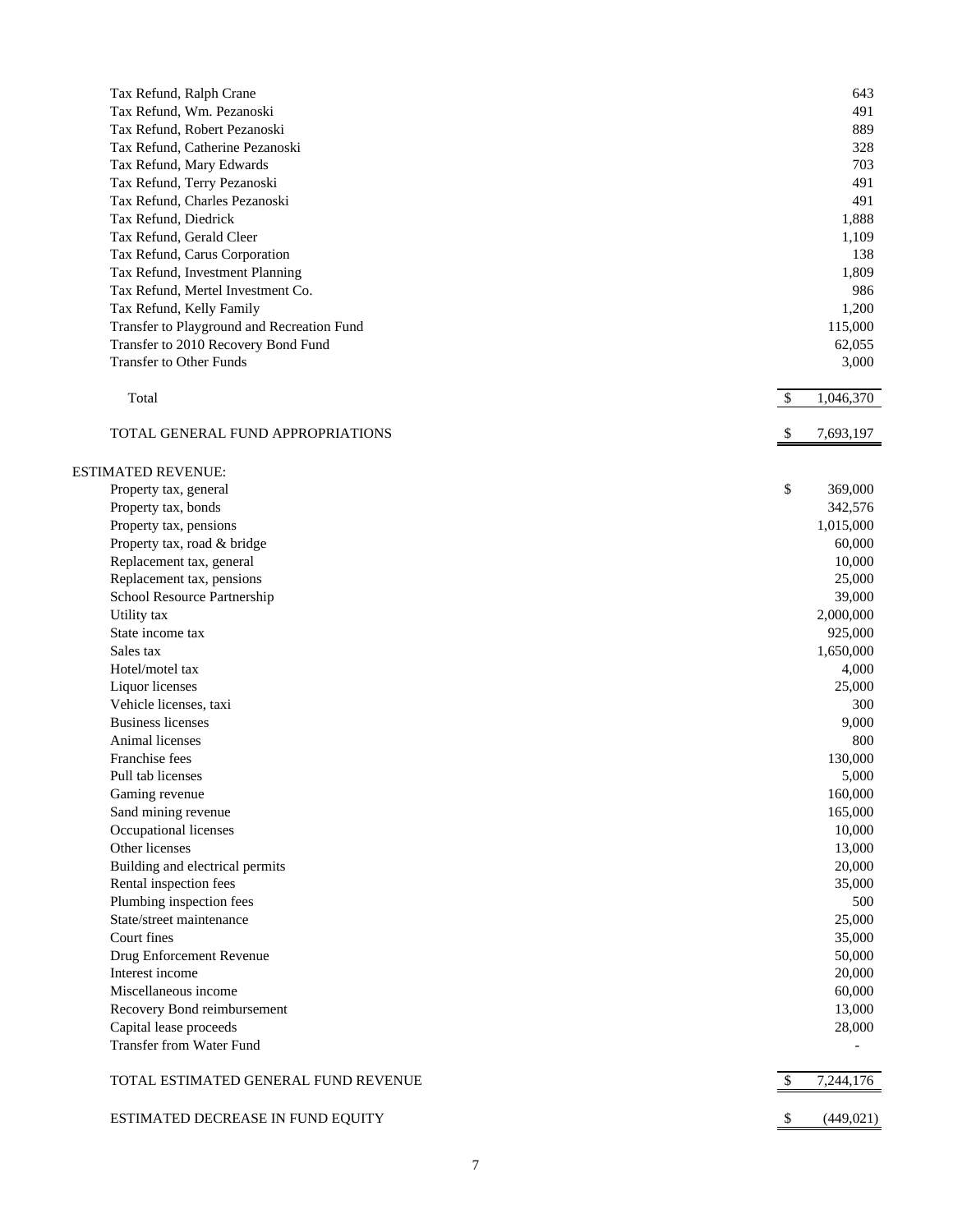| | |
|---|---|
| Tax Refund, Ralph Crane | 643 |
| Tax Refund, Wm. Pezanoski | 491 |
| Tax Refund, Robert Pezanoski | 889 |
| Tax Refund, Catherine Pezanoski | 328 |
| Tax Refund, Mary Edwards | 703 |
| Tax Refund, Terry Pezanoski | 491 |
| Tax Refund, Charles Pezanoski | 491 |
| Tax Refund, Diedrick | 1,888 |
| Tax Refund, Gerald Cleer | 1,109 |
| Tax Refund, Carus Corporation | 138 |
| Tax Refund, Investment Planning | 1,809 |
| Tax Refund, Mertel Investment Co. | 986 |
| Tax Refund, Kelly Family | 1,200 |
| Transfer to Playground and Recreation Fund | 115,000 |
| Transfer to 2010 Recovery Bond Fund | 62,055 |
| Transfer to Other Funds | 3,000 |
| Total | $ 1,046,370 |
| TOTAL GENERAL FUND APPROPRIATIONS | $ 7,693,197 |

| ESTIMATED REVENUE: | |
|---|---|
| Property tax, general | $ 369,000 |
| Property tax, bonds | 342,576 |
| Property tax, pensions | 1,015,000 |
| Property tax, road & bridge | 60,000 |
| Replacement tax, general | 10,000 |
| Replacement tax, pensions | 25,000 |
| School Resource Partnership | 39,000 |
| Utility tax | 2,000,000 |
| State income tax | 925,000 |
| Sales tax | 1,650,000 |
| Hotel/motel tax | 4,000 |
| Liquor licenses | 25,000 |
| Vehicle licenses, taxi | 300 |
| Business licenses | 9,000 |
| Animal licenses | 800 |
| Franchise fees | 130,000 |
| Pull tab licenses | 5,000 |
| Gaming revenue | 160,000 |
| Sand mining revenue | 165,000 |
| Occupational licenses | 10,000 |
| Other licenses | 13,000 |
| Building and electrical permits | 20,000 |
| Rental inspection fees | 35,000 |
| Plumbing inspection fees | 500 |
| State/street maintenance | 25,000 |
| Court fines | 35,000 |
| Drug Enforcement Revenue | 50,000 |
| Interest income | 20,000 |
| Miscellaneous income | 60,000 |
| Recovery Bond reimbursement | 13,000 |
| Capital lease proceeds | 28,000 |
| Transfer from Water Fund | - |
| TOTAL ESTIMATED GENERAL FUND REVENUE | $ 7,244,176 |
| ESTIMATED DECREASE IN FUND EQUITY | $ (449,021) |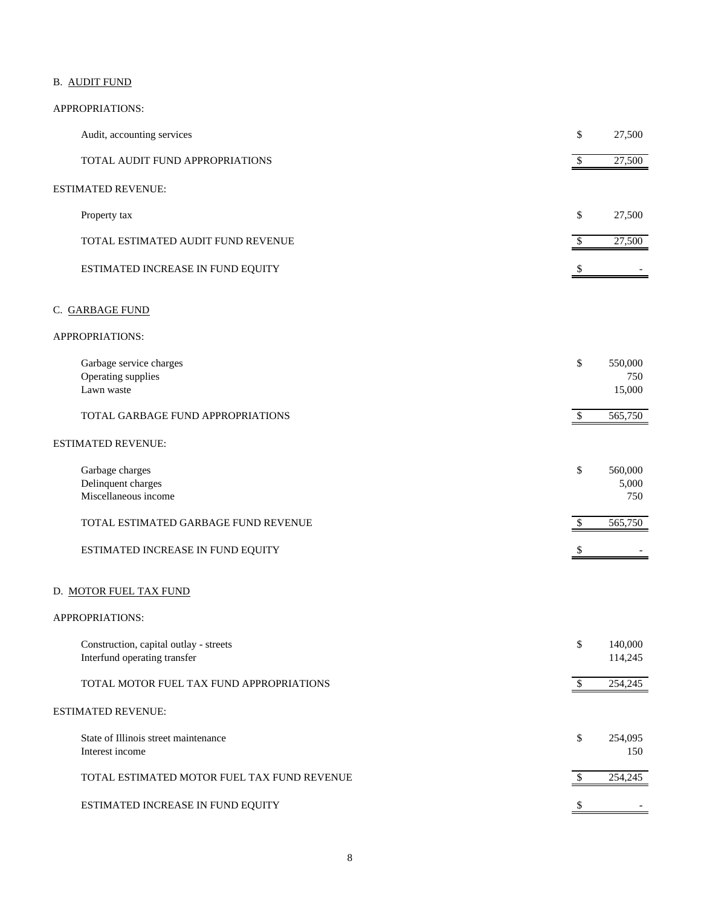## B. AUDIT FUND

APPROPRIATIONS:

| | | |
|---|---|---|
| Audit, accounting services | $ | 27,500 |
| TOTAL AUDIT FUND APPROPRIATIONS | $ | 27,500 |

ESTIMATED REVENUE:

| | | |
|---|---|---|
| Property tax | $ | 27,500 |
| TOTAL ESTIMATED AUDIT FUND REVENUE | $ | 27,500 |
| ESTIMATED INCREASE IN FUND EQUITY | $ | - |

## C. GARBAGE FUND

APPROPRIATIONS:

| | | |
|---|---|---|
| Garbage service charges | $ | 550,000 |
| Operating supplies | | 750 |
| Lawn waste | | 15,000 |
| TOTAL GARBAGE FUND APPROPRIATIONS | $ | 565,750 |

ESTIMATED REVENUE:

| | | |
|---|---|---|
| Garbage charges | $ | 560,000 |
| Delinquent charges | | 5,000 |
| Miscellaneous income | | 750 |
| TOTAL ESTIMATED GARBAGE FUND REVENUE | $ | 565,750 |
| ESTIMATED INCREASE IN FUND EQUITY | $ | - |

## D. MOTOR FUEL TAX FUND

APPROPRIATIONS:

| | | |
|---|---|---|
| Construction, capital outlay - streets | $ | 140,000 |
| Interfund operating transfer | | 114,245 |
| TOTAL MOTOR FUEL TAX FUND APPROPRIATIONS | $ | 254,245 |

ESTIMATED REVENUE:

| | | |
|---|---|---|
| State of Illinois street maintenance | $ | 254,095 |
| Interest income | | 150 |
| TOTAL ESTIMATED MOTOR FUEL TAX FUND REVENUE | $ | 254,245 |
| ESTIMATED INCREASE IN FUND EQUITY | $ | - |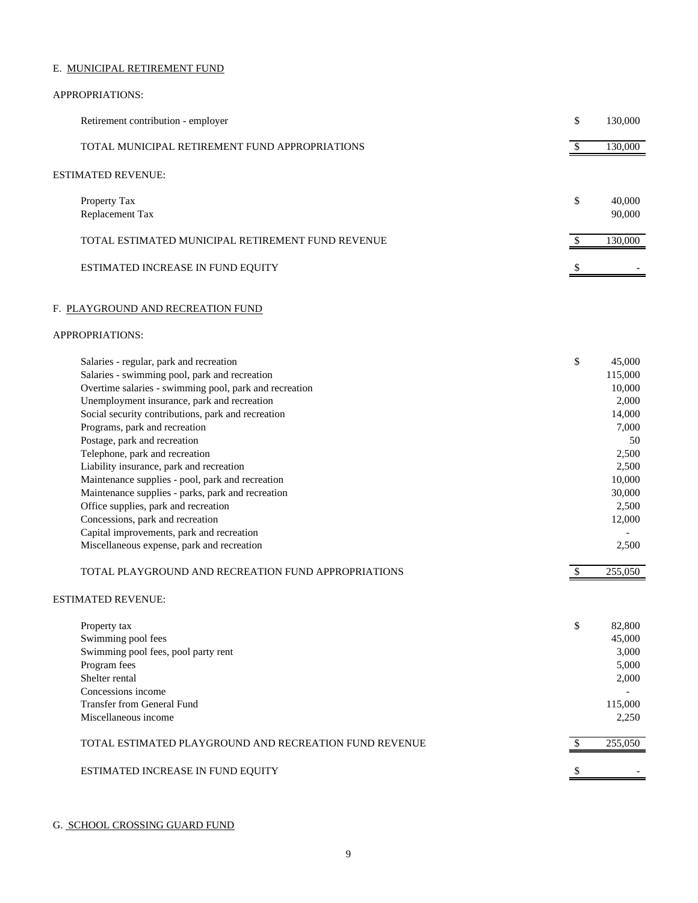E. MUNICIPAL RETIREMENT FUND

APPROPRIATIONS:

| | | |
|---|---|---|
| Retirement contribution - employer | $ | 130,000 |
| TOTAL MUNICIPAL RETIREMENT FUND APPROPRIATIONS | $ | 130,000 |

ESTIMATED REVENUE:

| | | |
|---|---|---|
| Property Tax | $ | 40,000 |
| Replacement Tax | | 90,000 |
| TOTAL ESTIMATED MUNICIPAL RETIREMENT FUND REVENUE | $ | 130,000 |
| ESTIMATED INCREASE IN FUND EQUITY | $ | - |

F. PLAYGROUND AND RECREATION FUND

APPROPRIATIONS:

| | | |
|---|---|---|
| Salaries - regular, park and recreation | $ | 45,000 |
| Salaries - swimming pool, park and recreation | | 115,000 |
| Overtime salaries - swimming pool, park and recreation | | 10,000 |
| Unemployment insurance, park and recreation | | 2,000 |
| Social security contributions, park and recreation | | 14,000 |
| Programs, park and recreation | | 7,000 |
| Postage, park and recreation | | 50 |
| Telephone, park and recreation | | 2,500 |
| Liability insurance, park and recreation | | 2,500 |
| Maintenance supplies - pool, park and recreation | | 10,000 |
| Maintenance supplies - parks, park and recreation | | 30,000 |
| Office supplies, park and recreation | | 2,500 |
| Concessions, park and recreation | | 12,000 |
| Capital improvements, park and recreation | | - |
| Miscellaneous expense, park and recreation | | 2,500 |
| TOTAL PLAYGROUND AND RECREATION FUND APPROPRIATIONS | $ | 255,050 |

ESTIMATED REVENUE:

| | | |
|---|---|---|
| Property tax | $ | 82,800 |
| Swimming pool fees | | 45,000 |
| Swimming pool fees, pool party rent | | 3,000 |
| Program fees | | 5,000 |
| Shelter rental | | 2,000 |
| Concessions income | | - |
| Transfer from General Fund | | 115,000 |
| Miscellaneous income | | 2,250 |
| TOTAL ESTIMATED PLAYGROUND AND RECREATION FUND REVENUE | $ | 255,050 |
| ESTIMATED INCREASE IN FUND EQUITY | $ | - |

G. SCHOOL CROSSING GUARD FUND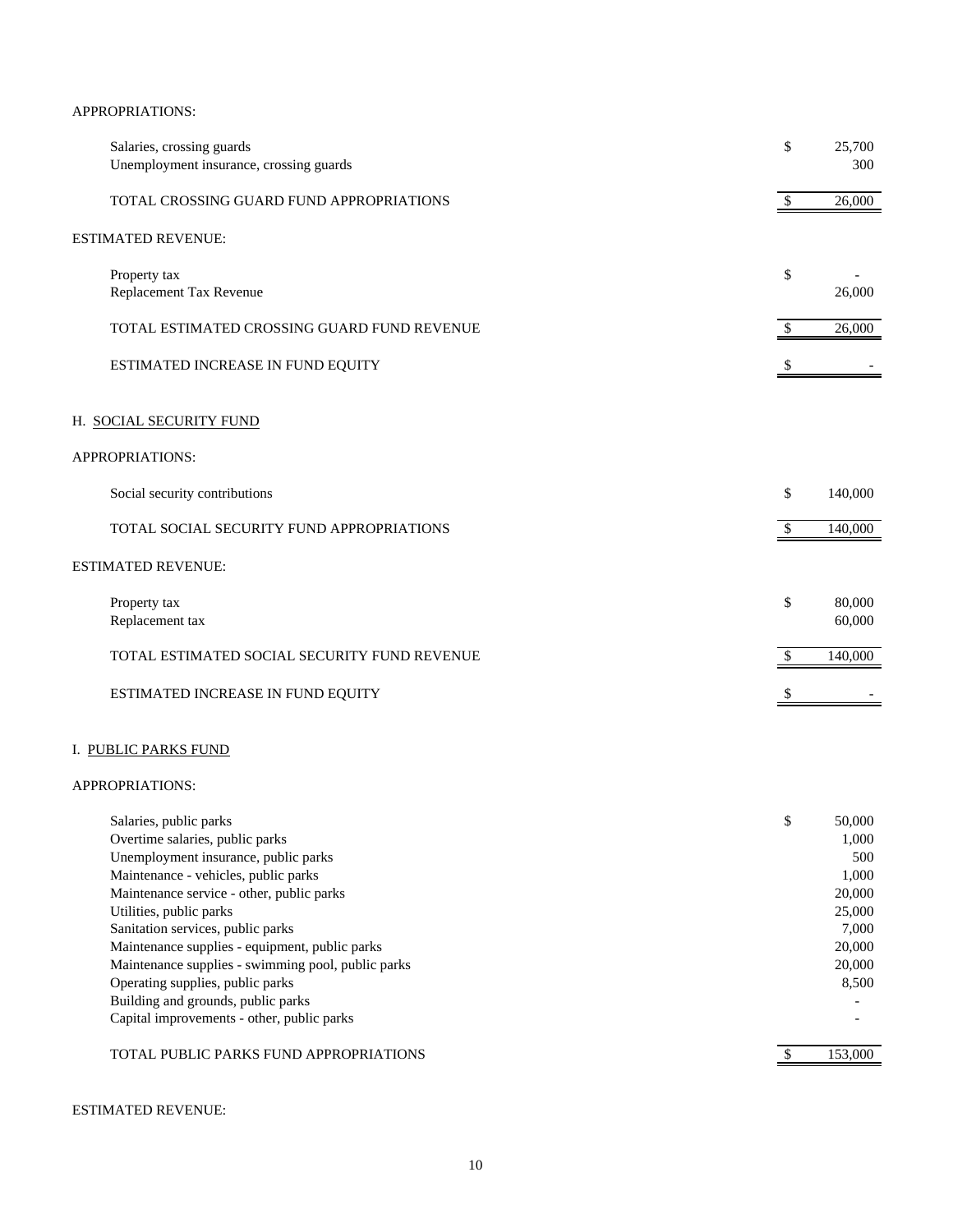APPROPRIATIONS:

| | | |
|---|---|---|
| Salaries, crossing guards | $ | 25,700 |
| Unemployment insurance, crossing guards | | 300 |
| TOTAL CROSSING GUARD FUND APPROPRIATIONS | $ | 26,000 |

ESTIMATED REVENUE:

| | | |
|---|---|---|
| Property tax | $ | - |
| Replacement Tax Revenue | | 26,000 |
| TOTAL ESTIMATED CROSSING GUARD FUND REVENUE | $ | 26,000 |
| ESTIMATED INCREASE IN FUND EQUITY | $ | - |

## H. SOCIAL SECURITY FUND

APPROPRIATIONS:

| | | |
|---|---|---|
| Social security contributions | $ | 140,000 |
| TOTAL SOCIAL SECURITY FUND APPROPRIATIONS | $ | 140,000 |

ESTIMATED REVENUE:

| | | |
|---|---|---|
| Property tax | $ | 80,000 |
| Replacement tax | | 60,000 |
| TOTAL ESTIMATED SOCIAL SECURITY FUND REVENUE | $ | 140,000 |
| ESTIMATED INCREASE IN FUND EQUITY | $ | - |

## I. PUBLIC PARKS FUND

APPROPRIATIONS:

| | | |
|---|---|---|
| Salaries, public parks | $ | 50,000 |
| Overtime salaries, public parks | | 1,000 |
| Unemployment insurance, public parks | | 500 |
| Maintenance - vehicles, public parks | | 1,000 |
| Maintenance service - other, public parks | | 20,000 |
| Utilities, public parks | | 25,000 |
| Sanitation services, public parks | | 7,000 |
| Maintenance supplies - equipment, public parks | | 20,000 |
| Maintenance supplies - swimming pool, public parks | | 20,000 |
| Operating supplies, public parks | | 8,500 |
| Building and grounds, public parks | | - |
| Capital improvements - other, public parks | | - |
| TOTAL PUBLIC PARKS FUND APPROPRIATIONS | $ | 153,000 |

ESTIMATED REVENUE: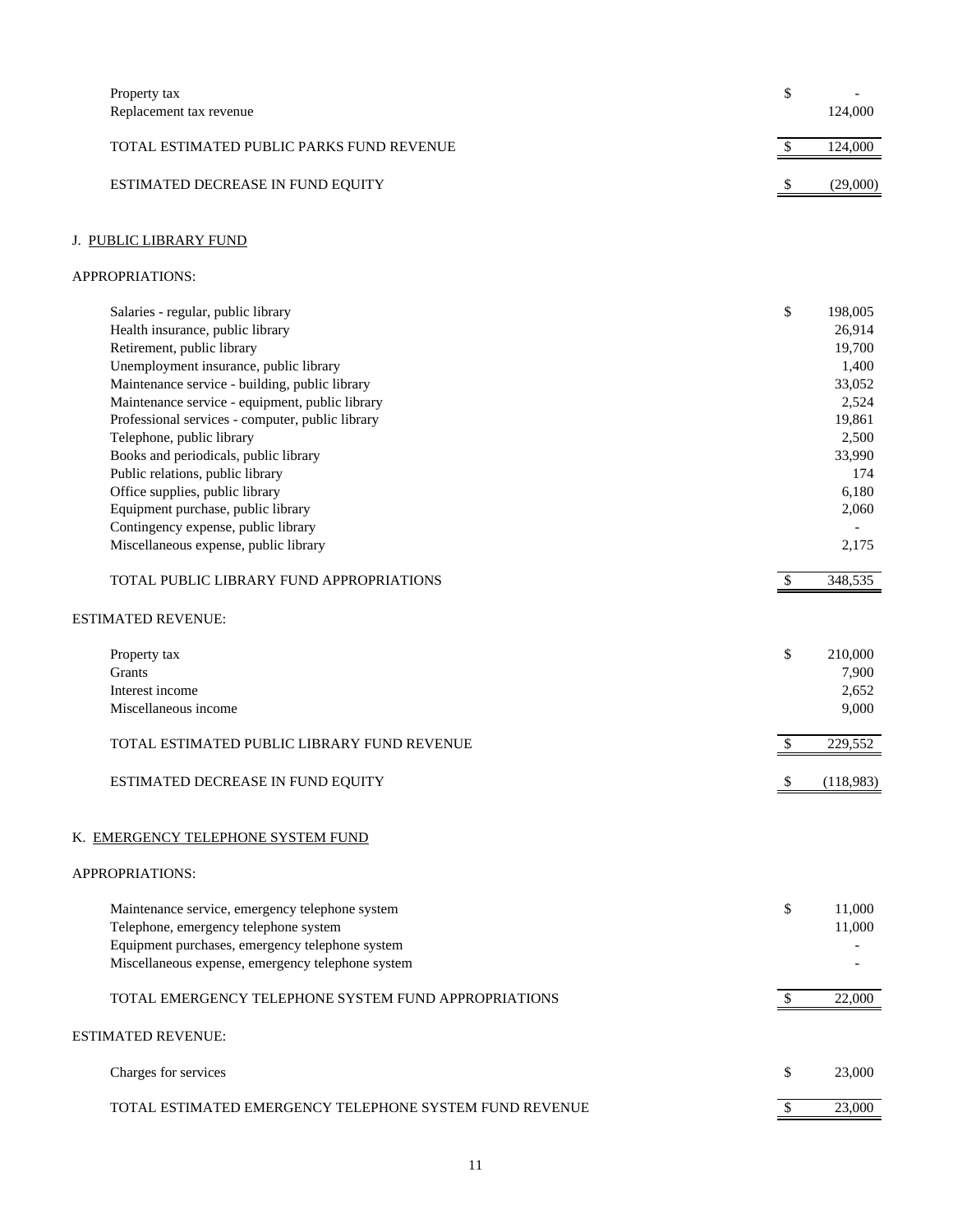| | | |
|---|---|---|
| Property tax | $ | - |
| Replacement tax revenue | | 124,000 |
| TOTAL ESTIMATED PUBLIC PARKS FUND REVENUE | $ | 124,000 |
| ESTIMATED DECREASE IN FUND EQUITY | $ | (29,000) |

J. PUBLIC LIBRARY FUND

APPROPRIATIONS:

| | | |
|---|---|---|
| Salaries - regular, public library | $ | 198,005 |
| Health insurance, public library | | 26,914 |
| Retirement, public library | | 19,700 |
| Unemployment insurance, public library | | 1,400 |
| Maintenance service - building, public library | | 33,052 |
| Maintenance service - equipment, public library | | 2,524 |
| Professional services - computer, public library | | 19,861 |
| Telephone, public library | | 2,500 |
| Books and periodicals, public library | | 33,990 |
| Public relations, public library | | 174 |
| Office supplies, public library | | 6,180 |
| Equipment purchase, public library | | 2,060 |
| Contingency expense, public library | | - |
| Miscellaneous expense, public library | | 2,175 |
| TOTAL PUBLIC LIBRARY FUND APPROPRIATIONS | $ | 348,535 |

ESTIMATED REVENUE:

| | | |
|---|---|---|
| Property tax | $ | 210,000 |
| Grants | | 7,900 |
| Interest income | | 2,652 |
| Miscellaneous income | | 9,000 |
| TOTAL ESTIMATED PUBLIC LIBRARY FUND REVENUE | $ | 229,552 |
| ESTIMATED DECREASE IN FUND EQUITY | $ | (118,983) |

K. EMERGENCY TELEPHONE SYSTEM FUND

APPROPRIATIONS:

| | | |
|---|---|---|
| Maintenance service, emergency telephone system | $ | 11,000 |
| Telephone, emergency telephone system | | 11,000 |
| Equipment purchases, emergency telephone system | | - |
| Miscellaneous expense, emergency telephone system | | - |
| TOTAL EMERGENCY TELEPHONE SYSTEM FUND APPROPRIATIONS | $ | 22,000 |

ESTIMATED REVENUE:

| | | |
|---|---|---|
| Charges for services | $ | 23,000 |
| TOTAL ESTIMATED EMERGENCY TELEPHONE SYSTEM FUND REVENUE | $ | 23,000 |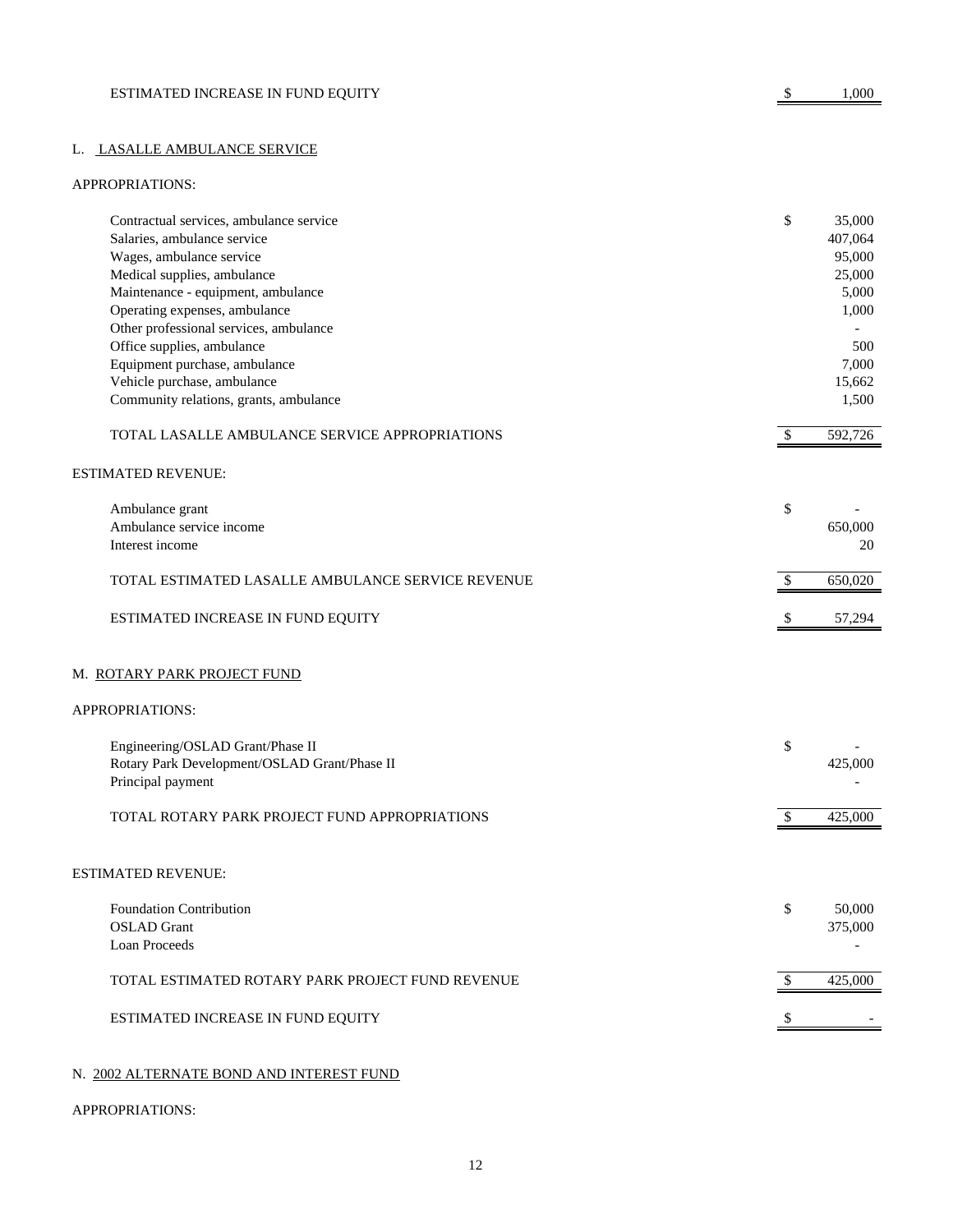| | |
|---|---|
| ESTIMATED INCREASE IN FUND EQUITY | $ 1,000 |

## L. LASALLE AMBULANCE SERVICE

APPROPRIATIONS:

| | |
|---|---|
| Contractual services, ambulance service | $ 35,000 |
| Salaries, ambulance service | 407,064 |
| Wages, ambulance service | 95,000 |
| Medical supplies, ambulance | 25,000 |
| Maintenance - equipment, ambulance | 5,000 |
| Operating expenses, ambulance | 1,000 |
| Other professional services, ambulance | - |
| Office supplies, ambulance | 500 |
| Equipment purchase, ambulance | 7,000 |
| Vehicle purchase, ambulance | 15,662 |
| Community relations, grants, ambulance | 1,500 |
| TOTAL LASALLE AMBULANCE SERVICE APPROPRIATIONS | $ 592,726 |

ESTIMATED REVENUE:

| | |
|---|---|
| Ambulance grant | $ - |
| Ambulance service income | 650,000 |
| Interest income | 20 |
| TOTAL ESTIMATED LASALLE AMBULANCE SERVICE REVENUE | $ 650,020 |
| ESTIMATED INCREASE IN FUND EQUITY | $ 57,294 |

## M. ROTARY PARK PROJECT FUND

APPROPRIATIONS:

| | |
|---|---|
| Engineering/OSLAD Grant/Phase II | $ - |
| Rotary Park Development/OSLAD Grant/Phase II | 425,000 |
| Principal payment | - |
| TOTAL ROTARY PARK PROJECT FUND APPROPRIATIONS | $ 425,000 |

ESTIMATED REVENUE:

| | |
|---|---|
| Foundation Contribution | $ 50,000 |
| OSLAD Grant | 375,000 |
| Loan Proceeds | - |
| TOTAL ESTIMATED ROTARY PARK PROJECT FUND REVENUE | $ 425,000 |
| ESTIMATED INCREASE IN FUND EQUITY | $ - |

## N. 2002 ALTERNATE BOND AND INTEREST FUND

APPROPRIATIONS: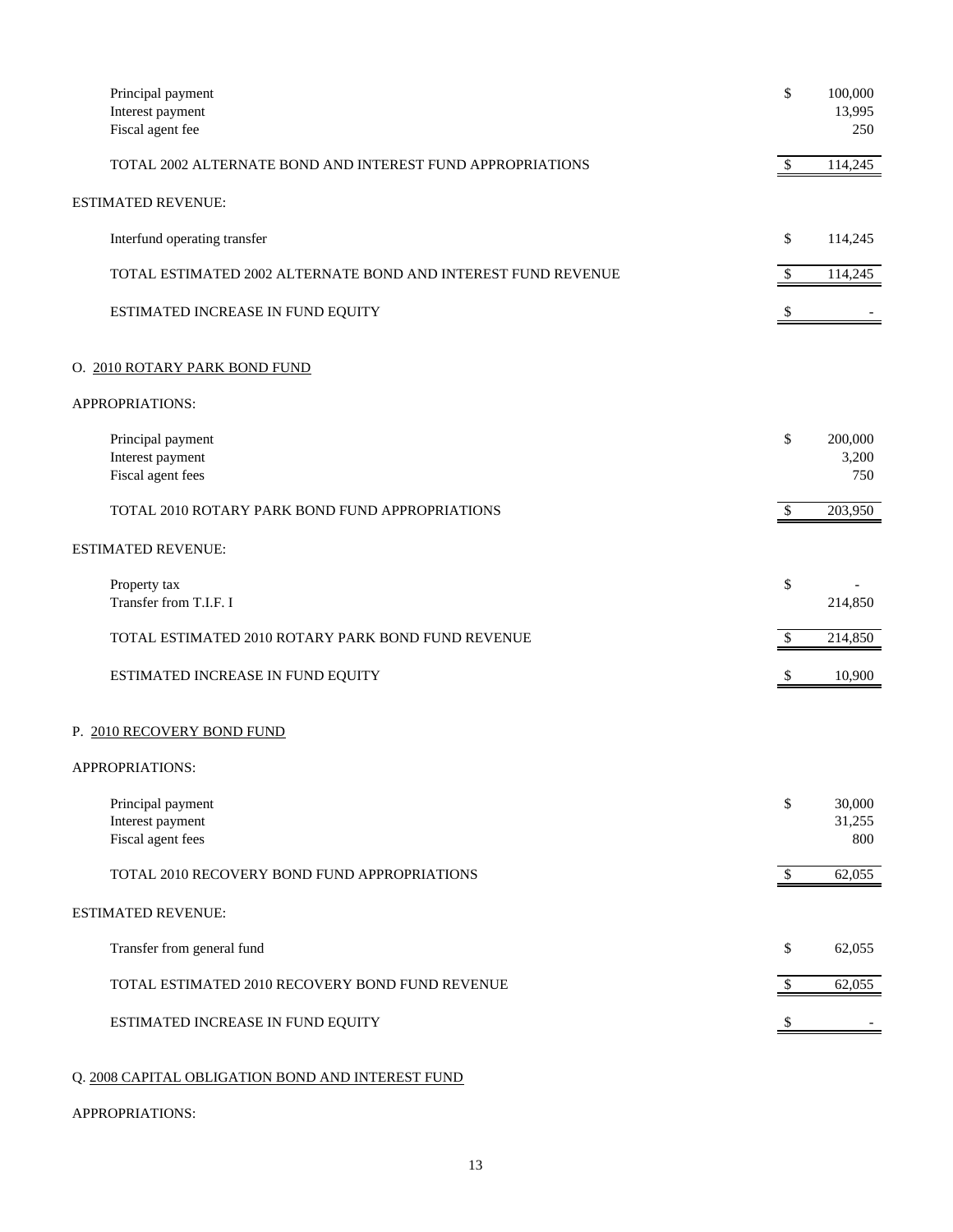| | | |
|---|---|---|
| Principal payment | $ | 100,000 |
| Interest payment | | 13,995 |
| Fiscal agent fee | | 250 |
| TOTAL 2002 ALTERNATE BOND AND INTEREST FUND APPROPRIATIONS | $ | 114,245 |

ESTIMATED REVENUE:

| | | |
|---|---|---|
| Interfund operating transfer | $ | 114,245 |
| TOTAL ESTIMATED 2002 ALTERNATE BOND AND INTEREST FUND REVENUE | $ | 114,245 |
| ESTIMATED INCREASE IN FUND EQUITY | $ | - |

O. 2010 ROTARY PARK BOND FUND

APPROPRIATIONS:

| | | |
|---|---|---|
| Principal payment | $ | 200,000 |
| Interest payment | | 3,200 |
| Fiscal agent fees | | 750 |
| TOTAL 2010 ROTARY PARK BOND FUND APPROPRIATIONS | $ | 203,950 |

ESTIMATED REVENUE:

| | | |
|---|---|---|
| Property tax | $ | - |
| Transfer from T.I.F. I | | 214,850 |
| TOTAL ESTIMATED 2010 ROTARY PARK BOND FUND REVENUE | $ | 214,850 |
| ESTIMATED INCREASE IN FUND EQUITY | $ | 10,900 |

P. 2010 RECOVERY BOND FUND

APPROPRIATIONS:

| | | |
|---|---|---|
| Principal payment | $ | 30,000 |
| Interest payment | | 31,255 |
| Fiscal agent fees | | 800 |
| TOTAL 2010 RECOVERY BOND FUND APPROPRIATIONS | $ | 62,055 |

ESTIMATED REVENUE:

| | | |
|---|---|---|
| Transfer from general fund | $ | 62,055 |
| TOTAL ESTIMATED 2010 RECOVERY BOND FUND REVENUE | $ | 62,055 |
| ESTIMATED INCREASE IN FUND EQUITY | $ | - |

Q. 2008 CAPITAL OBLIGATION BOND AND INTEREST FUND

APPROPRIATIONS: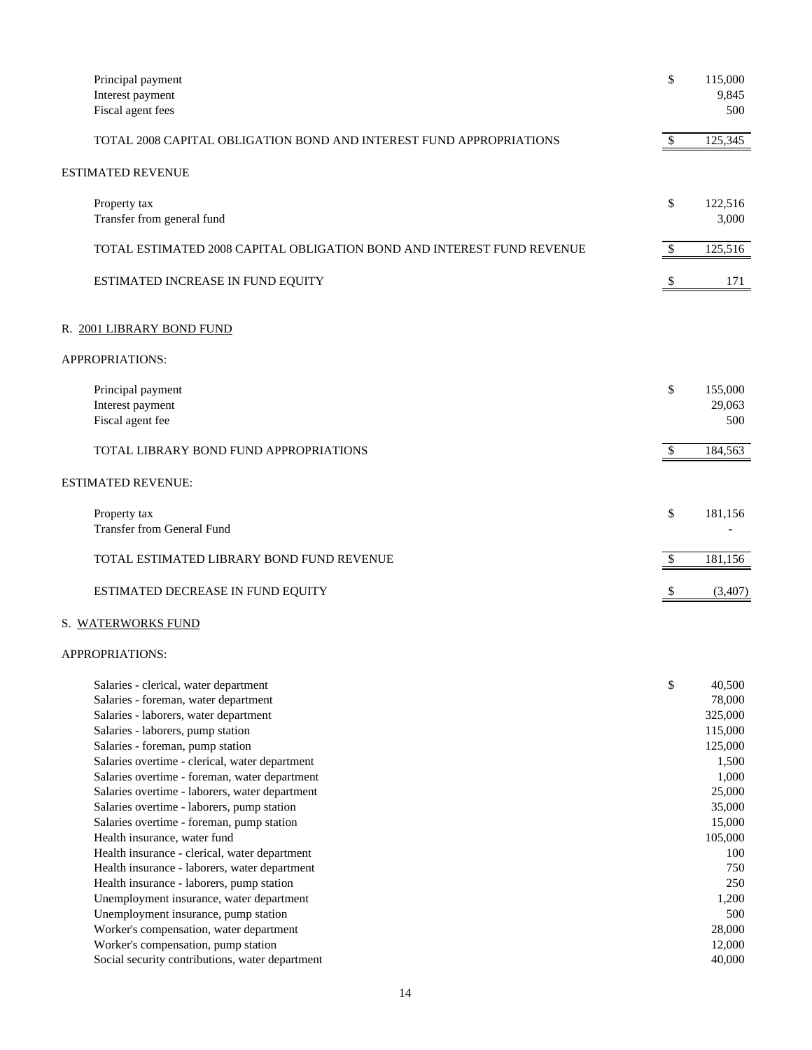| | | |
|---|---|---|
| Principal payment | $ | 115,000 |
| Interest payment | | 9,845 |
| Fiscal agent fees | | 500 |
| TOTAL 2008 CAPITAL OBLIGATION BOND AND INTEREST FUND APPROPRIATIONS | $ | 125,345 |

ESTIMATED REVENUE

| | | |
|---|---|---|
| Property tax | $ | 122,516 |
| Transfer from general fund | | 3,000 |
| TOTAL ESTIMATED 2008 CAPITAL OBLIGATION BOND AND INTEREST FUND REVENUE | $ | 125,516 |
| ESTIMATED INCREASE IN FUND EQUITY | $ | 171 |

R. 2001 LIBRARY BOND FUND

APPROPRIATIONS:

| | | |
|---|---|---|
| Principal payment | $ | 155,000 |
| Interest payment | | 29,063 |
| Fiscal agent fee | | 500 |
| TOTAL LIBRARY BOND FUND APPROPRIATIONS | $ | 184,563 |

ESTIMATED REVENUE:

| | | |
|---|---|---|
| Property tax | $ | 181,156 |
| Transfer from General Fund | | - |
| TOTAL ESTIMATED LIBRARY BOND FUND REVENUE | $ | 181,156 |
| ESTIMATED DECREASE IN FUND EQUITY | $ | (3,407) |

S. WATERWORKS FUND

APPROPRIATIONS:

| | | |
|---|---|---|
| Salaries - clerical, water department | $ | 40,500 |
| Salaries - foreman, water department | | 78,000 |
| Salaries - laborers, water department | | 325,000 |
| Salaries - laborers, pump station | | 115,000 |
| Salaries - foreman, pump station | | 125,000 |
| Salaries overtime - clerical, water department | | 1,500 |
| Salaries overtime - foreman, water department | | 1,000 |
| Salaries overtime - laborers, water department | | 25,000 |
| Salaries overtime - laborers, pump station | | 35,000 |
| Salaries overtime - foreman, pump station | | 15,000 |
| Health insurance, water fund | | 105,000 |
| Health insurance - clerical, water department | | 100 |
| Health insurance - laborers, water department | | 750 |
| Health insurance - laborers, pump station | | 250 |
| Unemployment insurance, water department | | 1,200 |
| Unemployment insurance, pump station | | 500 |
| Worker's compensation, water department | | 28,000 |
| Worker's compensation, pump station | | 12,000 |
| Social security contributions, water department | | 40,000 |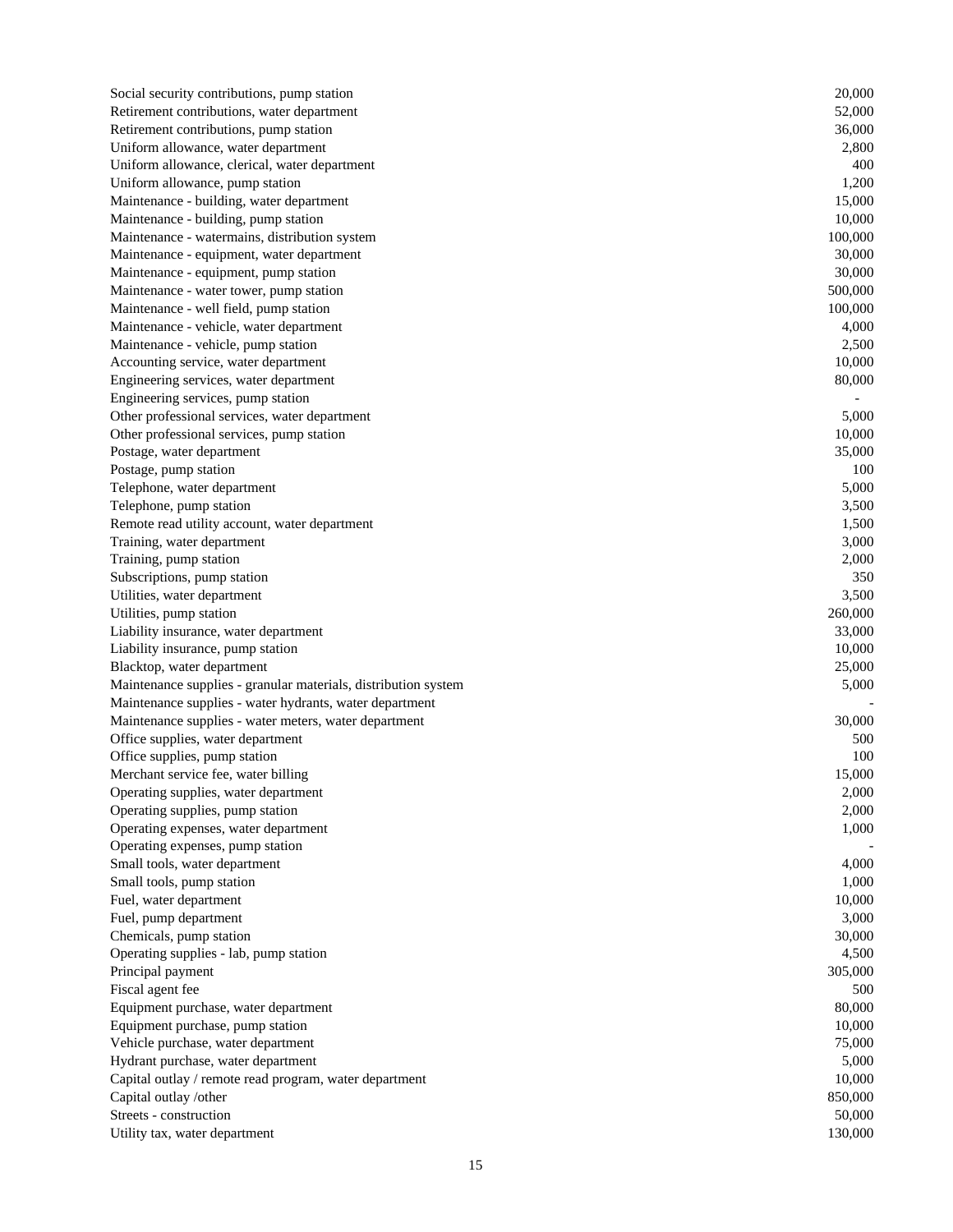| | |
|---|---|
| Social security contributions, pump station | 20,000 |
| Retirement contributions, water department | 52,000 |
| Retirement contributions, pump station | 36,000 |
| Uniform allowance, water department | 2,800 |
| Uniform allowance, clerical, water department | 400 |
| Uniform allowance, pump station | 1,200 |
| Maintenance - building, water department | 15,000 |
| Maintenance - building, pump station | 10,000 |
| Maintenance - watermains, distribution system | 100,000 |
| Maintenance - equipment, water department | 30,000 |
| Maintenance - equipment, pump station | 30,000 |
| Maintenance - water tower, pump station | 500,000 |
| Maintenance - well field, pump station | 100,000 |
| Maintenance - vehicle, water department | 4,000 |
| Maintenance - vehicle, pump station | 2,500 |
| Accounting service, water department | 10,000 |
| Engineering services, water department | 80,000 |
| Engineering services, pump station | - |
| Other professional services, water department | 5,000 |
| Other professional services, pump station | 10,000 |
| Postage, water department | 35,000 |
| Postage, pump station | 100 |
| Telephone, water department | 5,000 |
| Telephone, pump station | 3,500 |
| Remote read utility account, water department | 1,500 |
| Training, water department | 3,000 |
| Training, pump station | 2,000 |
| Subscriptions, pump station | 350 |
| Utilities, water department | 3,500 |
| Utilities, pump station | 260,000 |
| Liability insurance, water department | 33,000 |
| Liability insurance, pump station | 10,000 |
| Blacktop, water department | 25,000 |
| Maintenance supplies - granular materials, distribution system | 5,000 |
| Maintenance supplies - water hydrants, water department | - |
| Maintenance supplies - water meters, water department | 30,000 |
| Office supplies, water department | 500 |
| Office supplies, pump station | 100 |
| Merchant service fee, water billing | 15,000 |
| Operating supplies, water department | 2,000 |
| Operating supplies, pump station | 2,000 |
| Operating expenses, water department | 1,000 |
| Operating expenses, pump station | - |
| Small tools, water department | 4,000 |
| Small tools, pump station | 1,000 |
| Fuel, water department | 10,000 |
| Fuel, pump department | 3,000 |
| Chemicals, pump station | 30,000 |
| Operating supplies - lab, pump station | 4,500 |
| Principal payment | 305,000 |
| Fiscal agent fee | 500 |
| Equipment purchase, water department | 80,000 |
| Equipment purchase, pump station | 10,000 |
| Vehicle purchase, water department | 75,000 |
| Hydrant purchase, water department | 5,000 |
| Capital outlay / remote read program, water department | 10,000 |
| Capital outlay /other | 850,000 |
| Streets - construction | 50,000 |
| Utility tax, water department | 130,000 |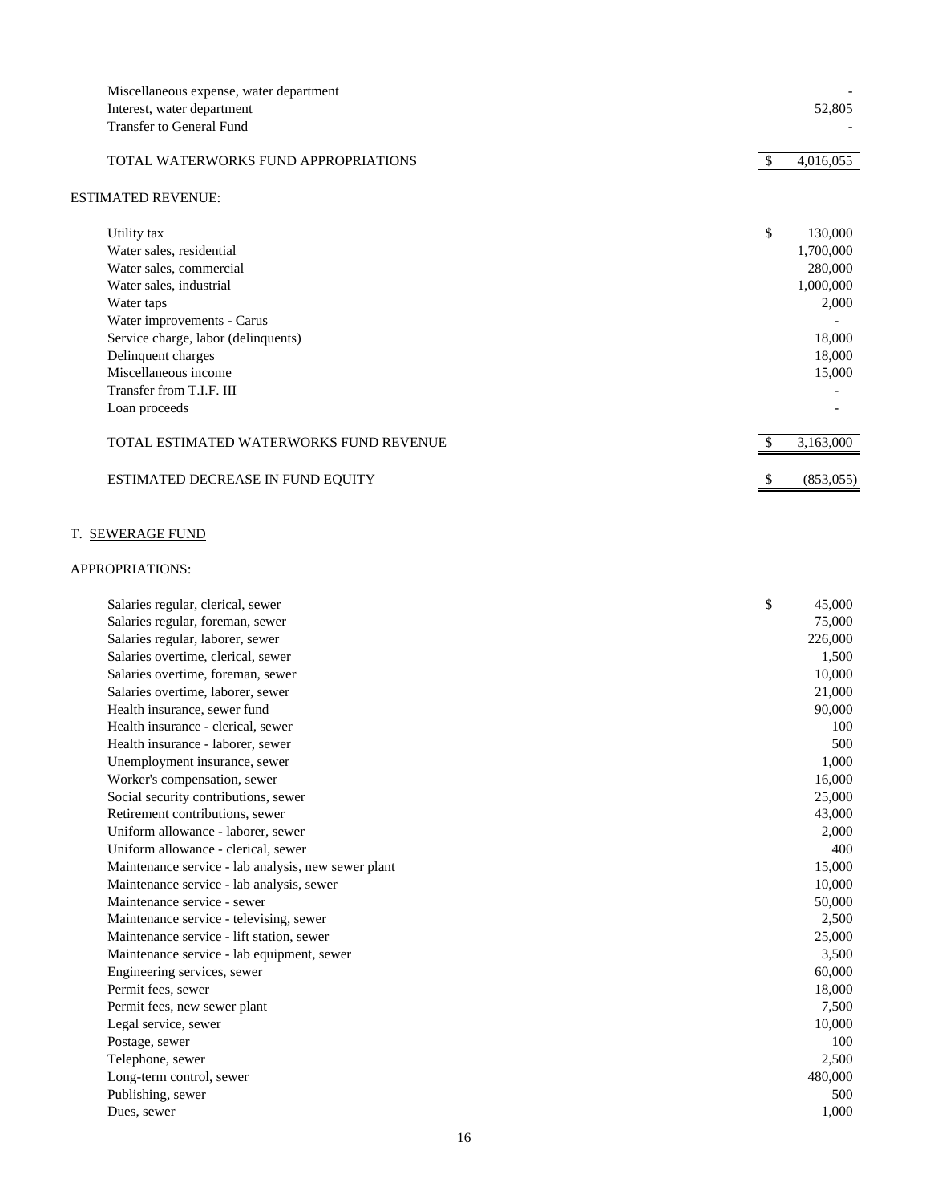| | |
|---|---|
| Miscellaneous expense, water department | - |
| Interest, water department | 52,805 |
| Transfer to General Fund | - |
| | |
| TOTAL WATERWORKS FUND APPROPRIATIONS | $ 4,016,055 |

ESTIMATED REVENUE:

| | |
|---|---|
| Utility tax | $ 130,000 |
| Water sales, residential | 1,700,000 |
| Water sales, commercial | 280,000 |
| Water sales, industrial | 1,000,000 |
| Water taps | 2,000 |
| Water improvements - Carus | - |
| Service charge, labor (delinquents) | 18,000 |
| Delinquent charges | 18,000 |
| Miscellaneous income | 15,000 |
| Transfer from T.I.F. III | - |
| Loan proceeds | - |
| | |
| TOTAL ESTIMATED WATERWORKS FUND REVENUE | $ 3,163,000 |
| | |
| ESTIMATED DECREASE IN FUND EQUITY | $ (853,055) |

T. SEWERAGE FUND

APPROPRIATIONS:

| | |
|---|---|
| Salaries regular, clerical, sewer | $ 45,000 |
| Salaries regular, foreman, sewer | 75,000 |
| Salaries regular, laborer, sewer | 226,000 |
| Salaries overtime, clerical, sewer | 1,500 |
| Salaries overtime, foreman, sewer | 10,000 |
| Salaries overtime, laborer, sewer | 21,000 |
| Health insurance, sewer fund | 90,000 |
| Health insurance - clerical, sewer | 100 |
| Health insurance - laborer, sewer | 500 |
| Unemployment insurance, sewer | 1,000 |
| Worker's compensation, sewer | 16,000 |
| Social security contributions, sewer | 25,000 |
| Retirement contributions, sewer | 43,000 |
| Uniform allowance - laborer, sewer | 2,000 |
| Uniform allowance - clerical, sewer | 400 |
| Maintenance service - lab analysis, new sewer plant | 15,000 |
| Maintenance service - lab analysis, sewer | 10,000 |
| Maintenance service - sewer | 50,000 |
| Maintenance service - televising, sewer | 2,500 |
| Maintenance service - lift station, sewer | 25,000 |
| Maintenance service - lab equipment, sewer | 3,500 |
| Engineering services, sewer | 60,000 |
| Permit fees, sewer | 18,000 |
| Permit fees, new sewer plant | 7,500 |
| Legal service, sewer | 10,000 |
| Postage, sewer | 100 |
| Telephone, sewer | 2,500 |
| Long-term control, sewer | 480,000 |
| Publishing, sewer | 500 |
| Dues, sewer | 1,000 |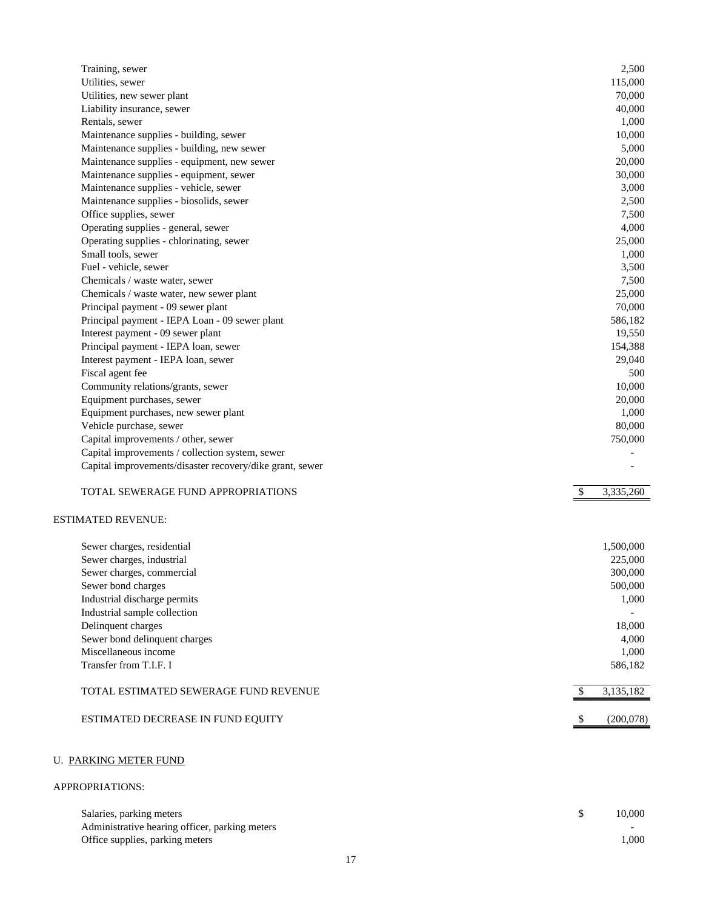| | |
|---|---|
| Training, sewer | 2,500 |
| Utilities, sewer | 115,000 |
| Utilities, new sewer plant | 70,000 |
| Liability insurance, sewer | 40,000 |
| Rentals, sewer | 1,000 |
| Maintenance supplies - building, sewer | 10,000 |
| Maintenance supplies - building, new sewer | 5,000 |
| Maintenance supplies - equipment, new sewer | 20,000 |
| Maintenance supplies - equipment, sewer | 30,000 |
| Maintenance supplies - vehicle, sewer | 3,000 |
| Maintenance supplies - biosolids, sewer | 2,500 |
| Office supplies, sewer | 7,500 |
| Operating supplies - general, sewer | 4,000 |
| Operating supplies - chlorinating, sewer | 25,000 |
| Small tools, sewer | 1,000 |
| Fuel - vehicle, sewer | 3,500 |
| Chemicals / waste water, sewer | 7,500 |
| Chemicals / waste water, new sewer plant | 25,000 |
| Principal payment - 09 sewer plant | 70,000 |
| Principal payment - IEPA Loan - 09 sewer plant | 586,182 |
| Interest payment - 09 sewer plant | 19,550 |
| Principal payment - IEPA loan, sewer | 154,388 |
| Interest payment - IEPA loan, sewer | 29,040 |
| Fiscal agent fee | 500 |
| Community relations/grants, sewer | 10,000 |
| Equipment purchases, sewer | 20,000 |
| Equipment purchases, new sewer plant | 1,000 |
| Vehicle purchase, sewer | 80,000 |
| Capital improvements / other, sewer | 750,000 |
| Capital improvements / collection system, sewer | - |
| Capital improvements/disaster recovery/dike grant, sewer | - |
| TOTAL SEWERAGE FUND APPROPRIATIONS | $ 3,335,260 |

ESTIMATED REVENUE:

| | |
|---|---|
| Sewer charges, residential | 1,500,000 |
| Sewer charges, industrial | 225,000 |
| Sewer charges, commercial | 300,000 |
| Sewer bond charges | 500,000 |
| Industrial discharge permits | 1,000 |
| Industrial sample collection | - |
| Delinquent charges | 18,000 |
| Sewer bond delinquent charges | 4,000 |
| Miscellaneous income | 1,000 |
| Transfer from T.I.F. I | 586,182 |
| TOTAL ESTIMATED SEWERAGE FUND REVENUE | $ 3,135,182 |
| ESTIMATED DECREASE IN FUND EQUITY | $ (200,078) |

U. PARKING METER FUND

APPROPRIATIONS:

| | |
|---|---|
| Salaries, parking meters | $ 10,000 |
| Administrative hearing officer, parking meters | - |
| Office supplies, parking meters | 1,000 |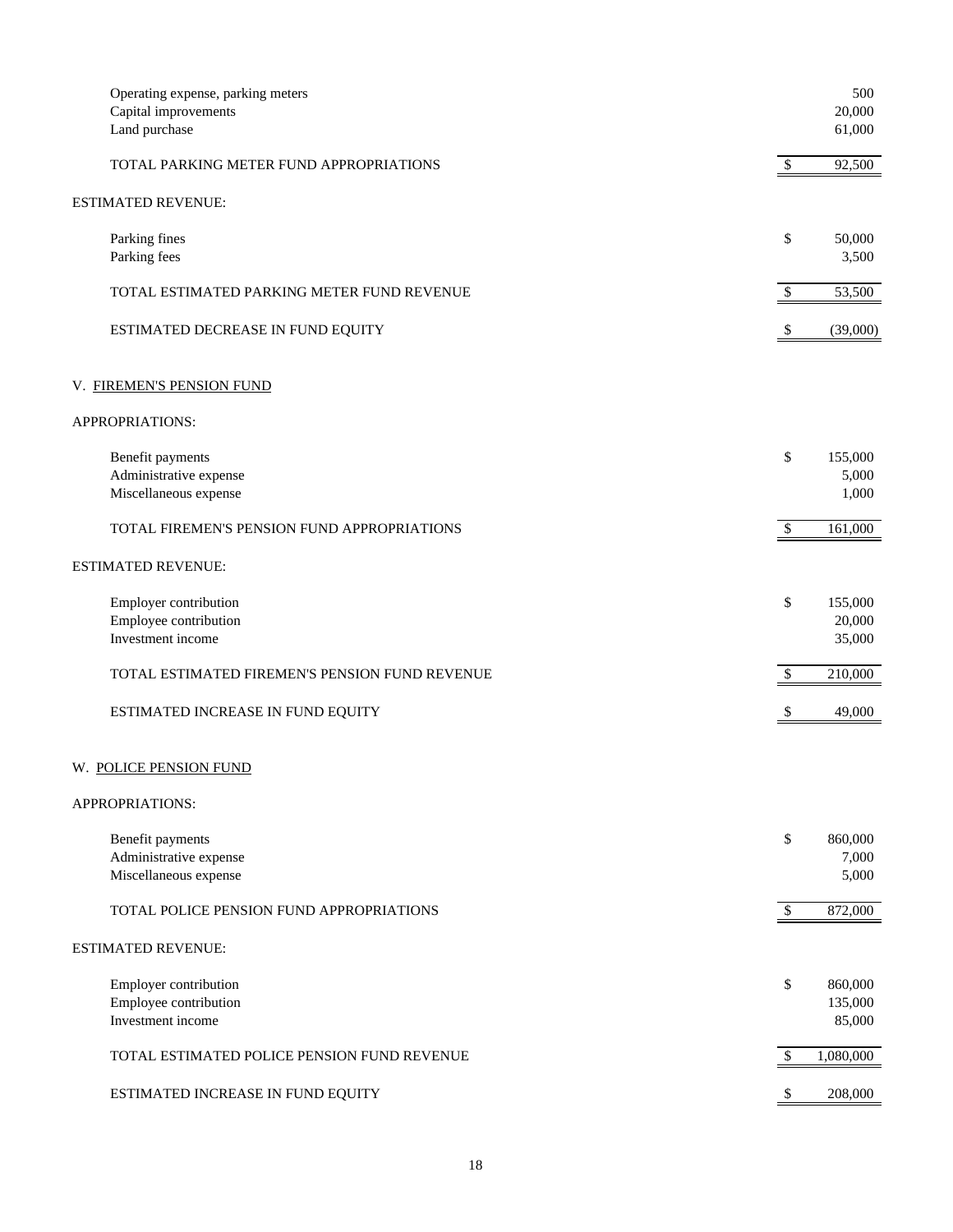| | |
|---|---|
| Operating expense, parking meters | 500 |
| Capital improvements | 20,000 |
| Land purchase | 61,000 |
| TOTAL PARKING METER FUND APPROPRIATIONS | $ 92,500 |

ESTIMATED REVENUE:

| | |
|---|---|
| Parking fines | $ 50,000 |
| Parking fees | 3,500 |
| TOTAL ESTIMATED PARKING METER FUND REVENUE | $ 53,500 |
| ESTIMATED DECREASE IN FUND EQUITY | $ (39,000) |

## V. FIREMEN'S PENSION FUND

APPROPRIATIONS:

| | |
|---|---|
| Benefit payments | $ 155,000 |
| Administrative expense | 5,000 |
| Miscellaneous expense | 1,000 |
| TOTAL FIREMEN'S PENSION FUND APPROPRIATIONS | $ 161,000 |

ESTIMATED REVENUE:

| | |
|---|---|
| Employer contribution | $ 155,000 |
| Employee contribution | 20,000 |
| Investment income | 35,000 |
| TOTAL ESTIMATED FIREMEN'S PENSION FUND REVENUE | $ 210,000 |
| ESTIMATED INCREASE IN FUND EQUITY | $ 49,000 |

## W. POLICE PENSION FUND

APPROPRIATIONS:

| | |
|---|---|
| Benefit payments | $ 860,000 |
| Administrative expense | 7,000 |
| Miscellaneous expense | 5,000 |
| TOTAL POLICE PENSION FUND APPROPRIATIONS | $ 872,000 |

ESTIMATED REVENUE:

| | |
|---|---|
| Employer contribution | $ 860,000 |
| Employee contribution | 135,000 |
| Investment income | 85,000 |
| TOTAL ESTIMATED POLICE PENSION FUND REVENUE | $ 1,080,000 |
| ESTIMATED INCREASE IN FUND EQUITY | $ 208,000 |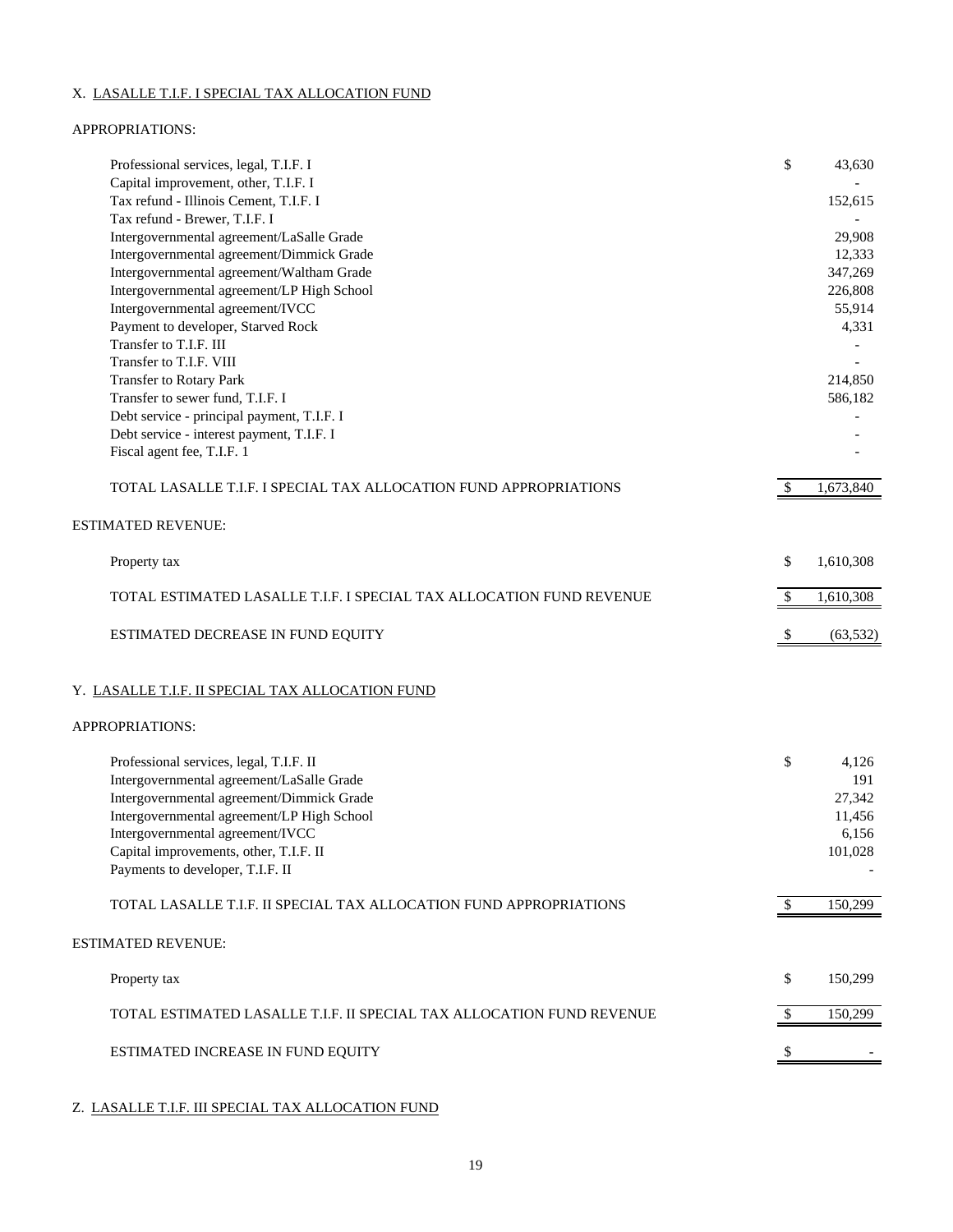X. LASALLE T.I.F. I SPECIAL TAX ALLOCATION FUND

APPROPRIATIONS:

| | |
|---|---|
| Professional services, legal, T.I.F. I | $ 43,630 |
| Capital improvement, other, T.I.F. I | - |
| Tax refund - Illinois Cement, T.I.F. I | 152,615 |
| Tax refund - Brewer, T.I.F. I | - |
| Intergovernmental agreement/LaSalle Grade | 29,908 |
| Intergovernmental agreement/Dimmick Grade | 12,333 |
| Intergovernmental agreement/Waltham Grade | 347,269 |
| Intergovernmental agreement/LP High School | 226,808 |
| Intergovernmental agreement/IVCC | 55,914 |
| Payment to developer, Starved Rock | 4,331 |
| Transfer to T.I.F. III | - |
| Transfer to T.I.F. VIII | - |
| Transfer to Rotary Park | 214,850 |
| Transfer to sewer fund, T.I.F. I | 586,182 |
| Debt service - principal payment, T.I.F. I | - |
| Debt service - interest payment, T.I.F. I | - |
| Fiscal agent fee, T.I.F. 1 | - |
| TOTAL LASALLE T.I.F. I SPECIAL TAX ALLOCATION FUND APPROPRIATIONS | $ 1,673,840 |

ESTIMATED REVENUE:

| | |
|---|---|
| Property tax | $ 1,610,308 |
| TOTAL ESTIMATED LASALLE T.I.F. I SPECIAL TAX ALLOCATION FUND REVENUE | $ 1,610,308 |
| ESTIMATED DECREASE IN FUND EQUITY | $ (63,532) |

Y. LASALLE T.I.F. II SPECIAL TAX ALLOCATION FUND

APPROPRIATIONS:

| | |
|---|---|
| Professional services, legal, T.I.F. II | $ 4,126 |
| Intergovernmental agreement/LaSalle Grade | 191 |
| Intergovernmental agreement/Dimmick Grade | 27,342 |
| Intergovernmental agreement/LP High School | 11,456 |
| Intergovernmental agreement/IVCC | 6,156 |
| Capital improvements, other, T.I.F. II | 101,028 |
| Payments to developer, T.I.F. II | - |
| TOTAL LASALLE T.I.F. II SPECIAL TAX ALLOCATION FUND APPROPRIATIONS | $ 150,299 |

ESTIMATED REVENUE:

| | |
|---|---|
| Property tax | $ 150,299 |
| TOTAL ESTIMATED LASALLE T.I.F. II SPECIAL TAX ALLOCATION FUND REVENUE | $ 150,299 |
| ESTIMATED INCREASE IN FUND EQUITY | $ - |

Z. LASALLE T.I.F. III SPECIAL TAX ALLOCATION FUND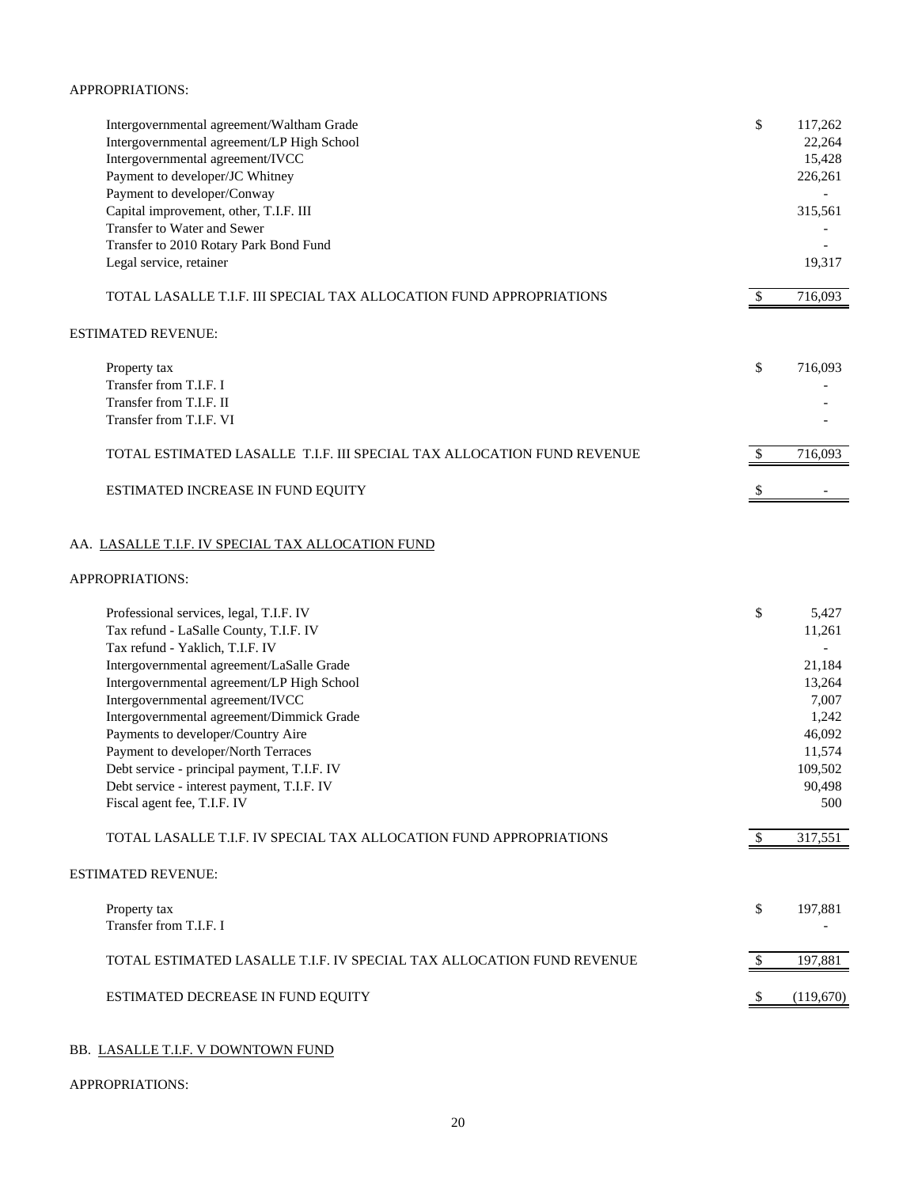APPROPRIATIONS:

| | | |
|---|---|---|
| Intergovernmental agreement/Waltham Grade | $ | 117,262 |
| Intergovernmental agreement/LP High School | | 22,264 |
| Intergovernmental agreement/IVCC | | 15,428 |
| Payment to developer/JC Whitney | | 226,261 |
| Payment to developer/Conway | | - |
| Capital improvement, other, T.I.F. III | | 315,561 |
| Transfer to Water and Sewer | | - |
| Transfer to 2010 Rotary Park Bond Fund | | - |
| Legal service, retainer | | 19,317 |
| TOTAL LASALLE T.I.F. III SPECIAL TAX ALLOCATION FUND APPROPRIATIONS | $ | 716,093 |

ESTIMATED REVENUE:

| | | |
|---|---|---|
| Property tax | $ | 716,093 |
| Transfer from T.I.F. I | | - |
| Transfer from T.I.F. II | | - |
| Transfer from T.I.F. VI | | - |
| TOTAL ESTIMATED LASALLE T.I.F. III SPECIAL TAX ALLOCATION FUND REVENUE | $ | 716,093 |
| ESTIMATED INCREASE IN FUND EQUITY | $ | - |

AA. LASALLE T.I.F. IV SPECIAL TAX ALLOCATION FUND

APPROPRIATIONS:

| | | |
|---|---|---|
| Professional services, legal, T.I.F. IV | $ | 5,427 |
| Tax refund - LaSalle County, T.I.F. IV | | 11,261 |
| Tax refund - Yaklich, T.I.F. IV | | - |
| Intergovernmental agreement/LaSalle Grade | | 21,184 |
| Intergovernmental agreement/LP High School | | 13,264 |
| Intergovernmental agreement/IVCC | | 7,007 |
| Intergovernmental agreement/Dimmick Grade | | 1,242 |
| Payments to developer/Country Aire | | 46,092 |
| Payment to developer/North Terraces | | 11,574 |
| Debt service - principal payment, T.I.F. IV | | 109,502 |
| Debt service - interest payment, T.I.F. IV | | 90,498 |
| Fiscal agent fee, T.I.F. IV | | 500 |
| TOTAL LASALLE T.I.F. IV SPECIAL TAX ALLOCATION FUND APPROPRIATIONS | $ | 317,551 |

ESTIMATED REVENUE:

| | | |
|---|---|---|
| Property tax | $ | 197,881 |
| Transfer from T.I.F. I | | - |
| TOTAL ESTIMATED LASALLE T.I.F. IV SPECIAL TAX ALLOCATION FUND REVENUE | $ | 197,881 |
| ESTIMATED DECREASE IN FUND EQUITY | $ | (119,670) |

BB. LASALLE T.I.F. V DOWNTOWN FUND

APPROPRIATIONS: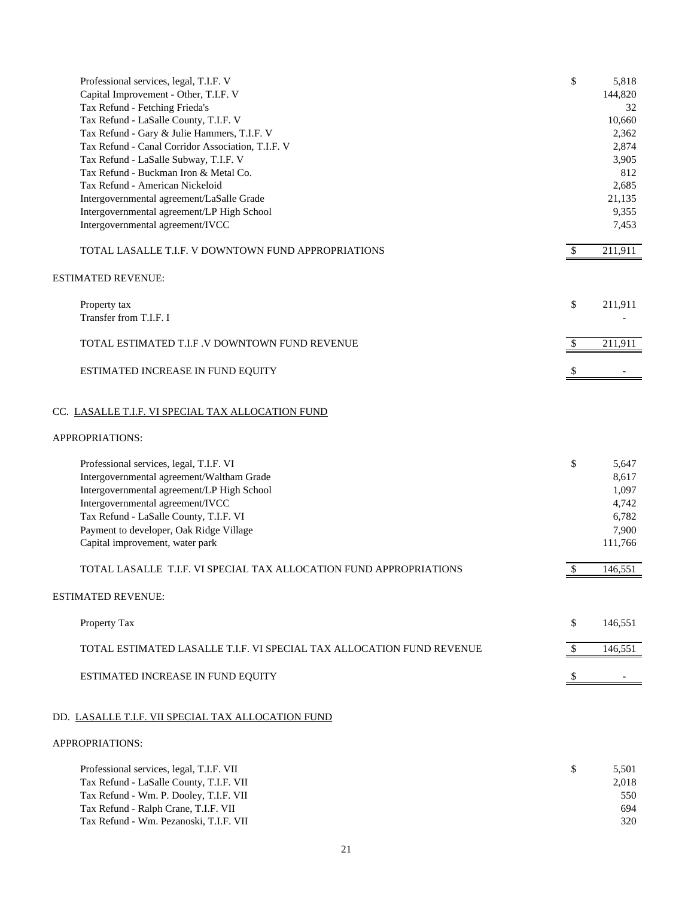| | | |
|---|---|---|
| Professional services, legal, T.I.F. V | $ | 5,818 |
| Capital Improvement - Other, T.I.F. V | | 144,820 |
| Tax Refund - Fetching Frieda's | | 32 |
| Tax Refund - LaSalle County, T.I.F. V | | 10,660 |
| Tax Refund - Gary & Julie Hammers, T.I.F. V | | 2,362 |
| Tax Refund - Canal Corridor Association, T.I.F. V | | 2,874 |
| Tax Refund - LaSalle Subway, T.I.F. V | | 3,905 |
| Tax Refund - Buckman Iron & Metal Co. | | 812 |
| Tax Refund - American Nickeloid | | 2,685 |
| Intergovernmental agreement/LaSalle Grade | | 21,135 |
| Intergovernmental agreement/LP High School | | 9,355 |
| Intergovernmental agreement/IVCC | | 7,453 |
| TOTAL LASALLE T.I.F. V DOWNTOWN FUND APPROPRIATIONS | $ | 211,911 |

ESTIMATED REVENUE:

| | | |
|---|---|---|
| Property tax | $ | 211,911 |
| Transfer from T.I.F. I | | - |
| TOTAL ESTIMATED T.I.F .V DOWNTOWN FUND REVENUE | $ | 211,911 |
| ESTIMATED INCREASE IN FUND EQUITY | $ | - |

## CC. LASALLE T.I.F. VI SPECIAL TAX ALLOCATION FUND

APPROPRIATIONS:

| | | |
|---|---|---|
| Professional services, legal, T.I.F. VI | $ | 5,647 |
| Intergovernmental agreement/Waltham Grade | | 8,617 |
| Intergovernmental agreement/LP High School | | 1,097 |
| Intergovernmental agreement/IVCC | | 4,742 |
| Tax Refund - LaSalle County, T.I.F. VI | | 6,782 |
| Payment to developer, Oak Ridge Village | | 7,900 |
| Capital improvement, water park | | 111,766 |
| TOTAL LASALLE T.I.F. VI SPECIAL TAX ALLOCATION FUND APPROPRIATIONS | $ | 146,551 |

ESTIMATED REVENUE:

| | | |
|---|---|---|
| Property Tax | $ | 146,551 |
| TOTAL ESTIMATED LASALLE T.I.F. VI SPECIAL TAX ALLOCATION FUND REVENUE | $ | 146,551 |
| ESTIMATED INCREASE IN FUND EQUITY | $ | - |

## DD. LASALLE T.I.F. VII SPECIAL TAX ALLOCATION FUND

APPROPRIATIONS:

| | | |
|---|---|---|
| Professional services, legal, T.I.F. VII | $ | 5,501 |
| Tax Refund - LaSalle County, T.I.F. VII | | 2,018 |
| Tax Refund - Wm. P. Dooley, T.I.F. VII | | 550 |
| Tax Refund - Ralph Crane, T.I.F. VII | | 694 |
| Tax Refund - Wm. Pezanoski, T.I.F. VII | | 320 |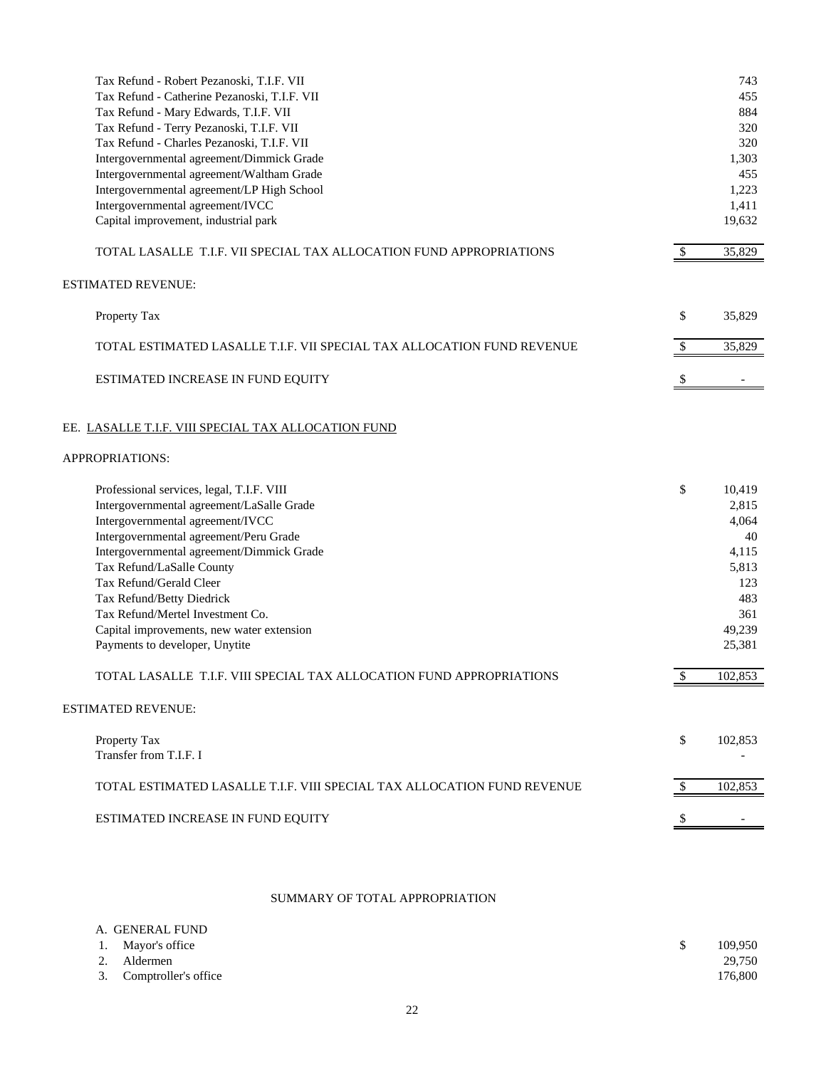| | |
|---|---|
| Tax Refund - Robert Pezanoski, T.I.F. VII | 743 |
| Tax Refund - Catherine Pezanoski, T.I.F. VII | 455 |
| Tax Refund - Mary Edwards, T.I.F. VII | 884 |
| Tax Refund - Terry Pezanoski, T.I.F. VII | 320 |
| Tax Refund - Charles Pezanoski, T.I.F. VII | 320 |
| Intergovernmental agreement/Dimmick Grade | 1,303 |
| Intergovernmental agreement/Waltham Grade | 455 |
| Intergovernmental agreement/LP High School | 1,223 |
| Intergovernmental agreement/IVCC | 1,411 |
| Capital improvement, industrial park | 19,632 |
| TOTAL LASALLE T.I.F. VII SPECIAL TAX ALLOCATION FUND APPROPRIATIONS | $ 35,829 |

ESTIMATED REVENUE:

| | |
|---|---|
| Property Tax | $ 35,829 |
| TOTAL ESTIMATED LASALLE T.I.F. VII SPECIAL TAX ALLOCATION FUND REVENUE | $ 35,829 |
| ESTIMATED INCREASE IN FUND EQUITY | $ - |

EE. LASALLE T.I.F. VIII SPECIAL TAX ALLOCATION FUND

APPROPRIATIONS:

| | |
|---|---|
| Professional services, legal, T.I.F. VIII | $ 10,419 |
| Intergovernmental agreement/LaSalle Grade | 2,815 |
| Intergovernmental agreement/IVCC | 4,064 |
| Intergovernmental agreement/Peru Grade | 40 |
| Intergovernmental agreement/Dimmick Grade | 4,115 |
| Tax Refund/LaSalle County | 5,813 |
| Tax Refund/Gerald Cleer | 123 |
| Tax Refund/Betty Diedrick | 483 |
| Tax Refund/Mertel Investment Co. | 361 |
| Capital improvements, new water extension | 49,239 |
| Payments to developer, Unytite | 25,381 |
| TOTAL LASALLE T.I.F. VIII SPECIAL TAX ALLOCATION FUND APPROPRIATIONS | $ 102,853 |

ESTIMATED REVENUE:

| | |
|---|---|
| Property Tax | $ 102,853 |
| Transfer from T.I.F. I | - |
| TOTAL ESTIMATED LASALLE T.I.F. VIII SPECIAL TAX ALLOCATION FUND REVENUE | $ 102,853 |
| ESTIMATED INCREASE IN FUND EQUITY | $ - |

SUMMARY OF TOTAL APPROPRIATION

A. GENERAL FUND

| | |
|---|---|
| 1. Mayor's office | $ 109,950 |
| 2. Aldermen | 29,750 |
| 3. Comptroller's office | 176,800 |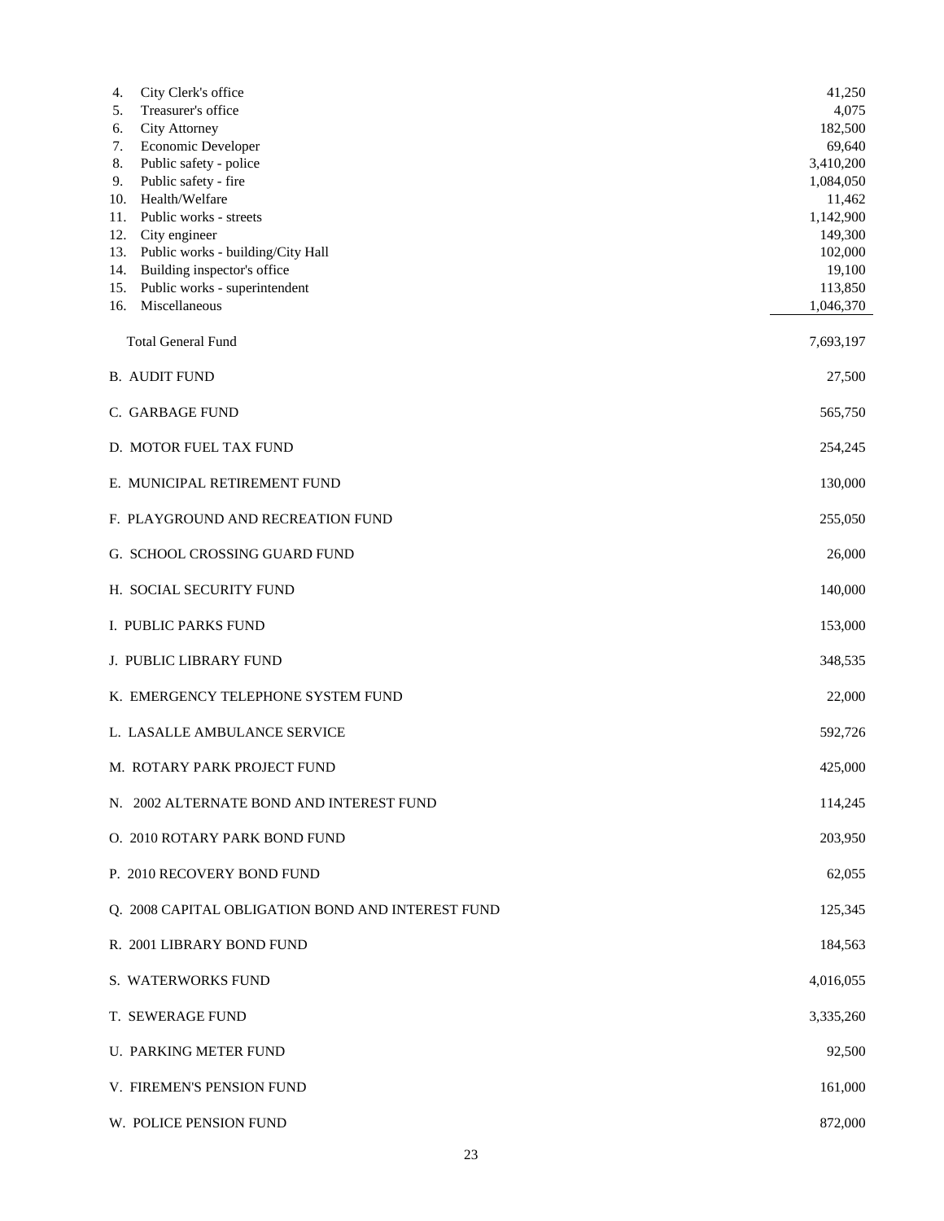| | |
|---|---|
| 4. City Clerk's office | 41,250 |
| 5. Treasurer's office | 4,075 |
| 6. City Attorney | 182,500 |
| 7. Economic Developer | 69,640 |
| 8. Public safety - police | 3,410,200 |
| 9. Public safety - fire | 1,084,050 |
| 10. Health/Welfare | 11,462 |
| 11. Public works - streets | 1,142,900 |
| 12. City engineer | 149,300 |
| 13. Public works - building/City Hall | 102,000 |
| 14. Building inspector's office | 19,100 |
| 15. Public works - superintendent | 113,850 |
| 16. Miscellaneous | 1,046,370 |
| Total General Fund | 7,693,197 |
| B. AUDIT FUND | 27,500 |
| C. GARBAGE FUND | 565,750 |
| D. MOTOR FUEL TAX FUND | 254,245 |
| E. MUNICIPAL RETIREMENT FUND | 130,000 |
| F. PLAYGROUND AND RECREATION FUND | 255,050 |
| G. SCHOOL CROSSING GUARD FUND | 26,000 |
| H. SOCIAL SECURITY FUND | 140,000 |
| I. PUBLIC PARKS FUND | 153,000 |
| J. PUBLIC LIBRARY FUND | 348,535 |
| K. EMERGENCY TELEPHONE SYSTEM FUND | 22,000 |
| L. LASALLE AMBULANCE SERVICE | 592,726 |
| M. ROTARY PARK PROJECT FUND | 425,000 |
| N. 2002 ALTERNATE BOND AND INTEREST FUND | 114,245 |
| O. 2010 ROTARY PARK BOND FUND | 203,950 |
| P. 2010 RECOVERY BOND FUND | 62,055 |
| Q. 2008 CAPITAL OBLIGATION BOND AND INTEREST FUND | 125,345 |
| R. 2001 LIBRARY BOND FUND | 184,563 |
| S. WATERWORKS FUND | 4,016,055 |
| T. SEWERAGE FUND | 3,335,260 |
| U. PARKING METER FUND | 92,500 |
| V. FIREMEN'S PENSION FUND | 161,000 |
| W. POLICE PENSION FUND | 872,000 |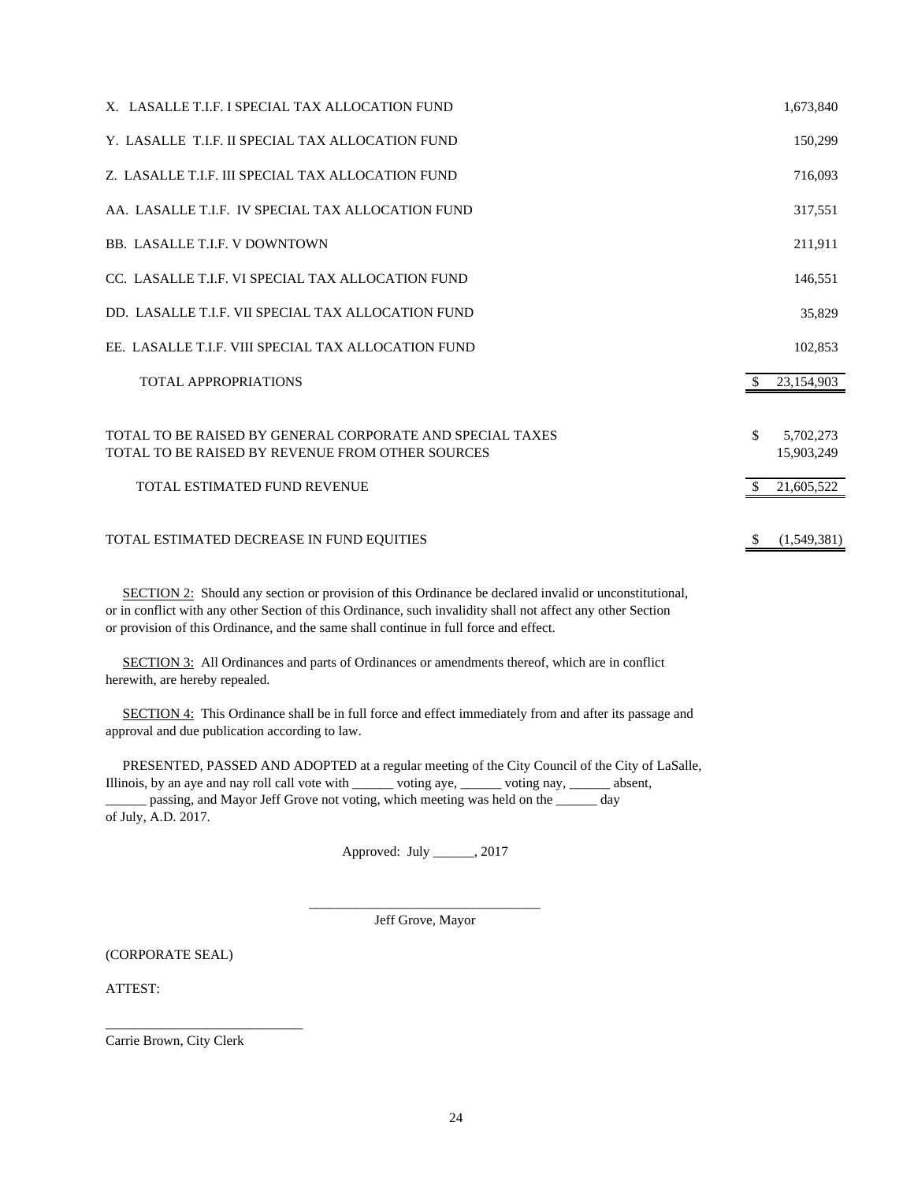| | |
|---|---|
| X. LASALLE T.I.F. I SPECIAL TAX ALLOCATION FUND | 1,673,840 |
| Y. LASALLE T.I.F. II SPECIAL TAX ALLOCATION FUND | 150,299 |
| Z. LASALLE T.I.F. III SPECIAL TAX ALLOCATION FUND | 716,093 |
| AA. LASALLE T.I.F. IV SPECIAL TAX ALLOCATION FUND | 317,551 |
| BB. LASALLE T.I.F. V DOWNTOWN | 211,911 |
| CC. LASALLE T.I.F. VI SPECIAL TAX ALLOCATION FUND | 146,551 |
| DD. LASALLE T.I.F. VII SPECIAL TAX ALLOCATION FUND | 35,829 |
| EE. LASALLE T.I.F. VIII SPECIAL TAX ALLOCATION FUND | 102,853 |
| TOTAL APPROPRIATIONS | $ 23,154,903 |
| | |
| TOTAL TO BE RAISED BY GENERAL CORPORATE AND SPECIAL TAXES | $ 5,702,273 |
| TOTAL TO BE RAISED BY REVENUE FROM OTHER SOURCES | 15,903,249 |
| TOTAL ESTIMATED FUND REVENUE | $ 21,605,522 |
| | |
| TOTAL ESTIMATED DECREASE IN FUND EQUITIES | $ (1,549,381) |

SECTION 2: Should any section or provision of this Ordinance be declared invalid or unconstitutional, or in conflict with any other Section of this Ordinance, such invalidity shall not affect any other Section or provision of this Ordinance, and the same shall continue in full force and effect.

SECTION 3: All Ordinances and parts of Ordinances or amendments thereof, which are in conflict herewith, are hereby repealed.

SECTION 4: This Ordinance shall be in full force and effect immediately from and after its passage and approval and due publication according to law.

PRESENTED, PASSED AND ADOPTED at a regular meeting of the City Council of the City of LaSalle, Illinois, by an aye and nay roll call vote with ______ voting aye, ______ voting nay, ______ absent, ______ passing, and Mayor Jeff Grove not voting, which meeting was held on the ______ day of July, A.D. 2017.

Approved: July ______, 2017

_________________________________
Jeff Grove, Mayor

(CORPORATE SEAL)

ATTEST:

_____________________________
Carrie Brown, City Clerk